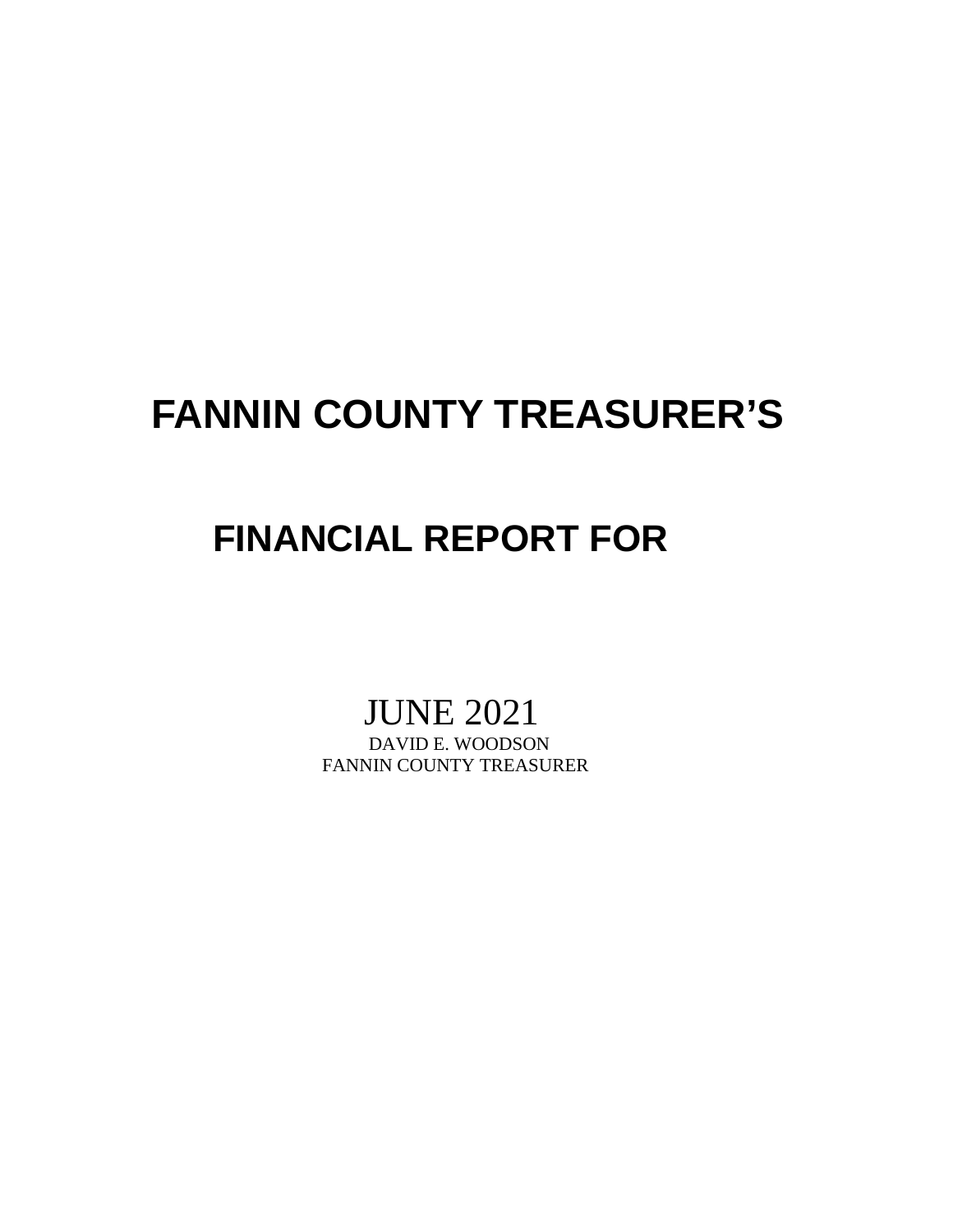# FANNIN COUNTY TREASURER'S

# FINANCIAL REPORT FOR

JUNE 2021

DAVID E. WOODSON

FANNIN COUNTY TREASURER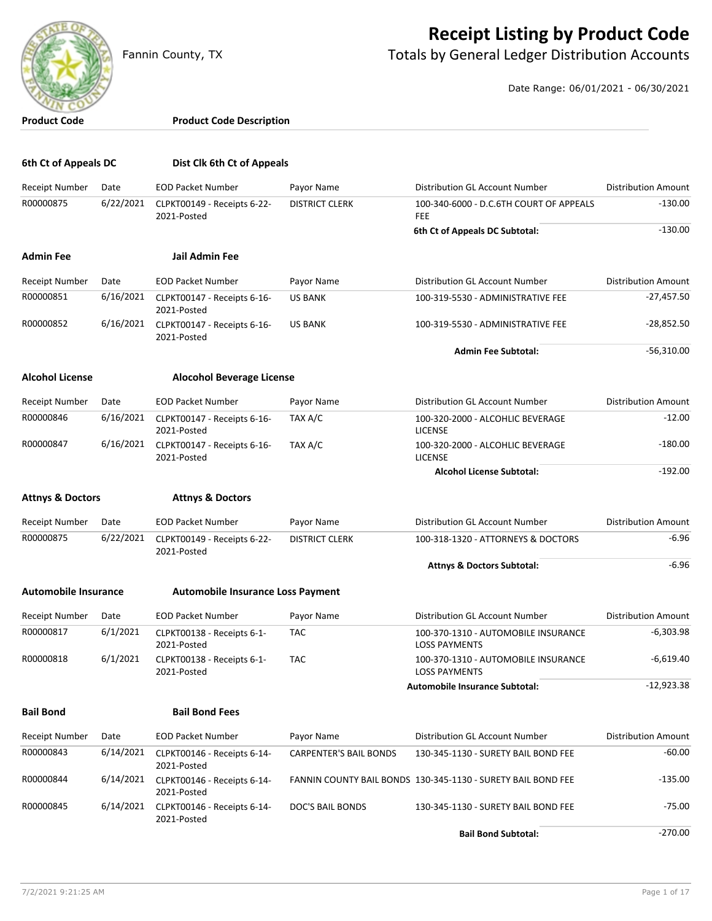# Receipt Listing by Product Code

Fannin County, TX

## Totals by General Ledger Distribution Accounts

Date Range: 06/01/2021 - 06/30/2021

| Product Code | Product Code Description |
|---|---|

### 6th Ct of Appeals DC — Dist Clk 6th Ct of Appeals

| Receipt Number | Date | EOD Packet Number | Payor Name | Distribution GL Account Number | Distribution Amount |
|---|---|---|---|---|---|
| R00000875 | 6/22/2021 | CLPKT00149 - Receipts 6-22-2021-Posted | DISTRICT CLERK | 100-340-6000 - D.C.6TH COURT OF APPEALS FEE | -130.00 |
| | | | | **6th Ct of Appeals DC Subtotal:** | -130.00 |

### Admin Fee — Jail Admin Fee

| Receipt Number | Date | EOD Packet Number | Payor Name | Distribution GL Account Number | Distribution Amount |
|---|---|---|---|---|---|
| R00000851 | 6/16/2021 | CLPKT00147 - Receipts 6-16-2021-Posted | US BANK | 100-319-5530 - ADMINISTRATIVE FEE | -27,457.50 |
| R00000852 | 6/16/2021 | CLPKT00147 - Receipts 6-16-2021-Posted | US BANK | 100-319-5530 - ADMINISTRATIVE FEE | -28,852.50 |
| | | | | **Admin Fee Subtotal:** | -56,310.00 |

### Alcohol License — Alocohol Beverage License

| Receipt Number | Date | EOD Packet Number | Payor Name | Distribution GL Account Number | Distribution Amount |
|---|---|---|---|---|---|
| R00000846 | 6/16/2021 | CLPKT00147 - Receipts 6-16-2021-Posted | TAX A/C | 100-320-2000 - ALCOHLIC BEVERAGE LICENSE | -12.00 |
| R00000847 | 6/16/2021 | CLPKT00147 - Receipts 6-16-2021-Posted | TAX A/C | 100-320-2000 - ALCOHLIC BEVERAGE LICENSE | -180.00 |
| | | | | **Alcohol License Subtotal:** | -192.00 |

### Attnys & Doctors — Attnys & Doctors

| Receipt Number | Date | EOD Packet Number | Payor Name | Distribution GL Account Number | Distribution Amount |
|---|---|---|---|---|---|
| R00000875 | 6/22/2021 | CLPKT00149 - Receipts 6-22-2021-Posted | DISTRICT CLERK | 100-318-1320 - ATTORNEYS & DOCTORS | -6.96 |
| | | | | **Attnys & Doctors Subtotal:** | -6.96 |

### Automobile Insurance — Automobile Insurance Loss Payment

| Receipt Number | Date | EOD Packet Number | Payor Name | Distribution GL Account Number | Distribution Amount |
|---|---|---|---|---|---|
| R00000817 | 6/1/2021 | CLPKT00138 - Receipts 6-1-2021-Posted | TAC | 100-370-1310 - AUTOMOBILE INSURANCE LOSS PAYMENTS | -6,303.98 |
| R00000818 | 6/1/2021 | CLPKT00138 - Receipts 6-1-2021-Posted | TAC | 100-370-1310 - AUTOMOBILE INSURANCE LOSS PAYMENTS | -6,619.40 |
| | | | | **Automobile Insurance Subtotal:** | -12,923.38 |

### Bail Bond — Bail Bond Fees

| Receipt Number | Date | EOD Packet Number | Payor Name | Distribution GL Account Number | Distribution Amount |
|---|---|---|---|---|---|
| R00000843 | 6/14/2021 | CLPKT00146 - Receipts 6-14-2021-Posted | CARPENTER'S BAIL BONDS | 130-345-1130 - SURETY BAIL BOND FEE | -60.00 |
| R00000844 | 6/14/2021 | CLPKT00146 - Receipts 6-14-2021-Posted | FANNIN COUNTY BAIL BONDS | 130-345-1130 - SURETY BAIL BOND FEE | -135.00 |
| R00000845 | 6/14/2021 | CLPKT00146 - Receipts 6-14-2021-Posted | DOC'S BAIL BONDS | 130-345-1130 - SURETY BAIL BOND FEE | -75.00 |
| | | | | **Bail Bond Subtotal:** | -270.00 |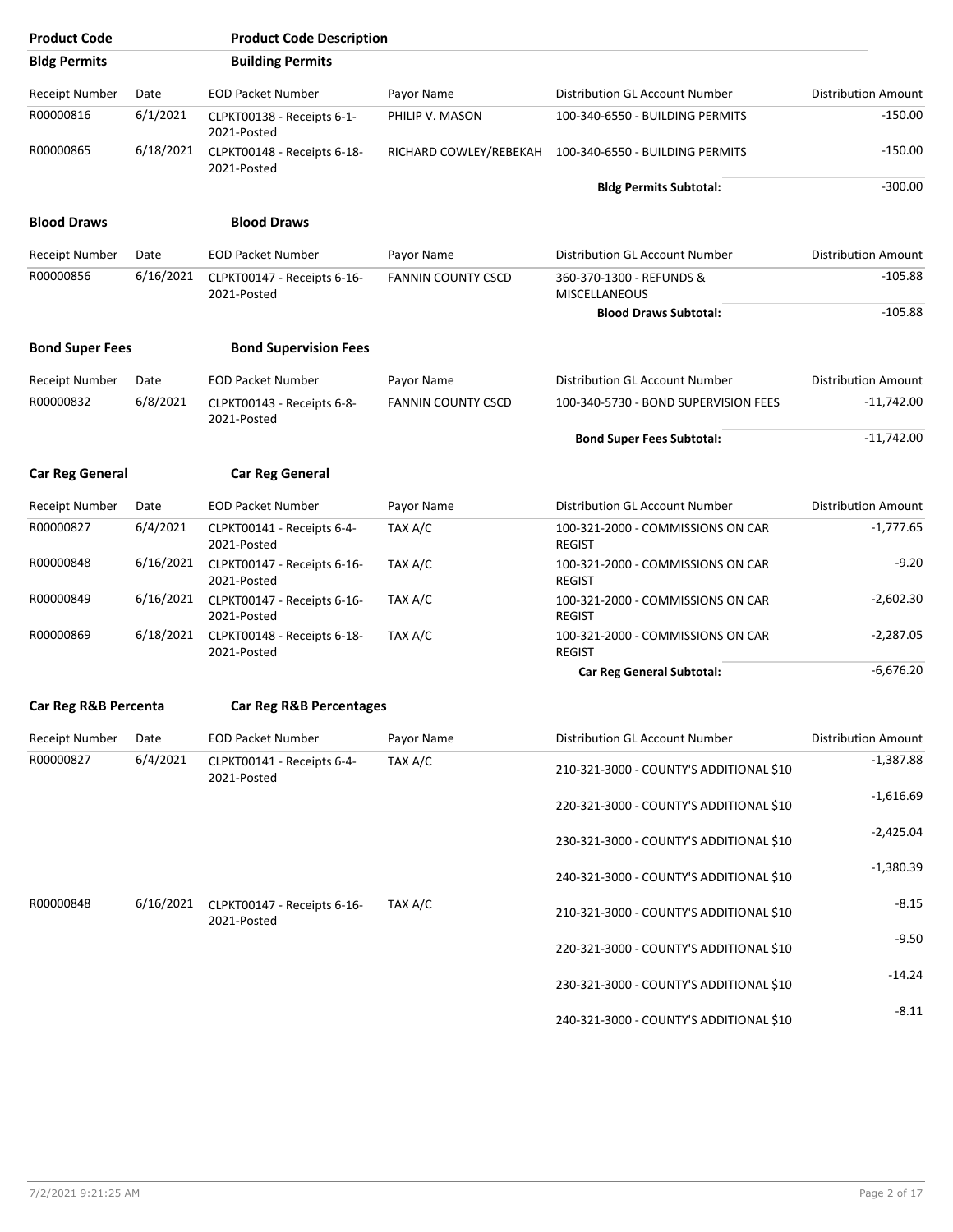| Product Code | Product Code Description |
|---|---|
| **Bldg Permits** | **Building Permits** |

| Receipt Number | Date | EOD Packet Number | Payor Name | Distribution GL Account Number | Distribution Amount |
|---|---|---|---|---|---|
| R00000816 | 6/1/2021 | CLPKT00138 - Receipts 6-1-2021-Posted | PHILIP V. MASON | 100-340-6550 - BUILDING PERMITS | -150.00 |
| R00000865 | 6/18/2021 | CLPKT00148 - Receipts 6-18-2021-Posted | RICHARD COWLEY/REBEKAH | 100-340-6550 - BUILDING PERMITS | -150.00 |
| | | | | **Bldg Permits Subtotal:** | -300.00 |

**Blood Draws** | **Blood Draws**

| Receipt Number | Date | EOD Packet Number | Payor Name | Distribution GL Account Number | Distribution Amount |
|---|---|---|---|---|---|
| R00000856 | 6/16/2021 | CLPKT00147 - Receipts 6-16-2021-Posted | FANNIN COUNTY CSCD | 360-370-1300 - REFUNDS & MISCELLANEOUS | -105.88 |
| | | | | **Blood Draws Subtotal:** | -105.88 |

**Bond Super Fees** | **Bond Supervision Fees**

| Receipt Number | Date | EOD Packet Number | Payor Name | Distribution GL Account Number | Distribution Amount |
|---|---|---|---|---|---|
| R00000832 | 6/8/2021 | CLPKT00143 - Receipts 6-8-2021-Posted | FANNIN COUNTY CSCD | 100-340-5730 - BOND SUPERVISION FEES | -11,742.00 |
| | | | | **Bond Super Fees Subtotal:** | -11,742.00 |

**Car Reg General** | **Car Reg General**

| Receipt Number | Date | EOD Packet Number | Payor Name | Distribution GL Account Number | Distribution Amount |
|---|---|---|---|---|---|
| R00000827 | 6/4/2021 | CLPKT00141 - Receipts 6-4-2021-Posted | TAX A/C | 100-321-2000 - COMMISSIONS ON CAR REGIST | -1,777.65 |
| R00000848 | 6/16/2021 | CLPKT00147 - Receipts 6-16-2021-Posted | TAX A/C | 100-321-2000 - COMMISSIONS ON CAR REGIST | -9.20 |
| R00000849 | 6/16/2021 | CLPKT00147 - Receipts 6-16-2021-Posted | TAX A/C | 100-321-2000 - COMMISSIONS ON CAR REGIST | -2,602.30 |
| R00000869 | 6/18/2021 | CLPKT00148 - Receipts 6-18-2021-Posted | TAX A/C | 100-321-2000 - COMMISSIONS ON CAR REGIST | -2,287.05 |
| | | | | **Car Reg General Subtotal:** | -6,676.20 |

**Car Reg R&B Percenta** | **Car Reg R&B Percentages**

| Receipt Number | Date | EOD Packet Number | Payor Name | Distribution GL Account Number | Distribution Amount |
|---|---|---|---|---|---|
| R00000827 | 6/4/2021 | CLPKT00141 - Receipts 6-4-2021-Posted | TAX A/C | 210-321-3000 - COUNTY'S ADDITIONAL $10 | -1,387.88 |
| | | | | 220-321-3000 - COUNTY'S ADDITIONAL $10 | -1,616.69 |
| | | | | 230-321-3000 - COUNTY'S ADDITIONAL $10 | -2,425.04 |
| | | | | 240-321-3000 - COUNTY'S ADDITIONAL $10 | -1,380.39 |
| R00000848 | 6/16/2021 | CLPKT00147 - Receipts 6-16-2021-Posted | TAX A/C | 210-321-3000 - COUNTY'S ADDITIONAL $10 | -8.15 |
| | | | | 220-321-3000 - COUNTY'S ADDITIONAL $10 | -9.50 |
| | | | | 230-321-3000 - COUNTY'S ADDITIONAL $10 | -14.24 |
| | | | | 240-321-3000 - COUNTY'S ADDITIONAL $10 | -8.11 |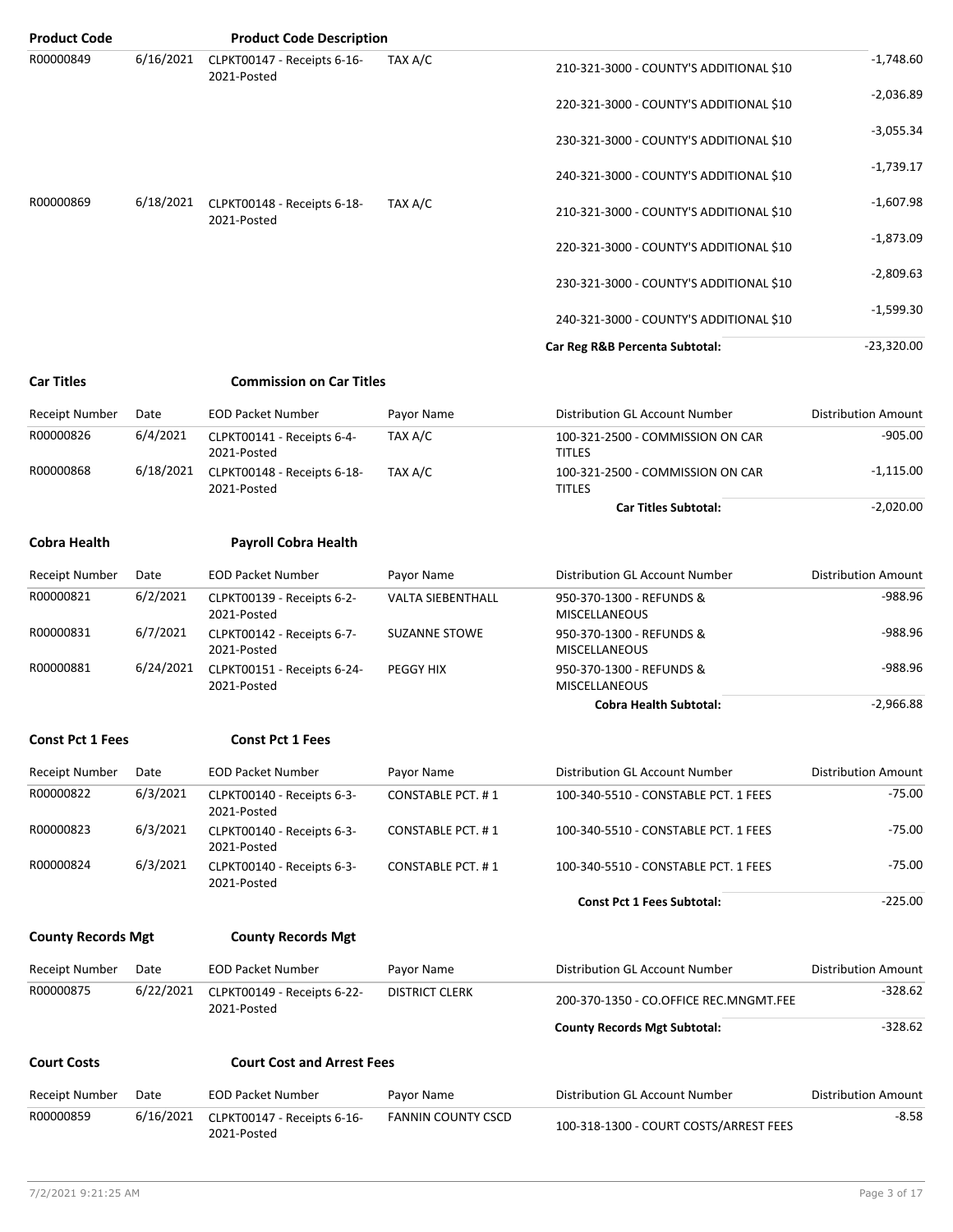| Product Code | | Product Code Description | | | |
|---|---|---|---|---|---|
| R00000849 | 6/16/2021 | CLPKT00147 - Receipts 6-16-2021-Posted | TAX A/C | 210-321-3000 - COUNTY'S ADDITIONAL $10 | -1,748.60 |
| | | | | 220-321-3000 - COUNTY'S ADDITIONAL $10 | -2,036.89 |
| | | | | 230-321-3000 - COUNTY'S ADDITIONAL $10 | -3,055.34 |
| | | | | 240-321-3000 - COUNTY'S ADDITIONAL $10 | -1,739.17 |
| R00000869 | 6/18/2021 | CLPKT00148 - Receipts 6-18-2021-Posted | TAX A/C | 210-321-3000 - COUNTY'S ADDITIONAL $10 | -1,607.98 |
| | | | | 220-321-3000 - COUNTY'S ADDITIONAL $10 | -1,873.09 |
| | | | | 230-321-3000 - COUNTY'S ADDITIONAL $10 | -2,809.63 |
| | | | | 240-321-3000 - COUNTY'S ADDITIONAL $10 | -1,599.30 |
| | | | | **Car Reg R&B Percenta Subtotal:** | -23,320.00 |

**Car Titles** **Commission on Car Titles**

| Receipt Number | Date | EOD Packet Number | Payor Name | Distribution GL Account Number | Distribution Amount |
|---|---|---|---|---|---|
| R00000826 | 6/4/2021 | CLPKT00141 - Receipts 6-4-2021-Posted | TAX A/C | 100-321-2500 - COMMISSION ON CAR TITLES | -905.00 |
| R00000868 | 6/18/2021 | CLPKT00148 - Receipts 6-18-2021-Posted | TAX A/C | 100-321-2500 - COMMISSION ON CAR TITLES | -1,115.00 |
| | | | | **Car Titles Subtotal:** | -2,020.00 |

**Cobra Health** **Payroll Cobra Health**

| Receipt Number | Date | EOD Packet Number | Payor Name | Distribution GL Account Number | Distribution Amount |
|---|---|---|---|---|---|
| R00000821 | 6/2/2021 | CLPKT00139 - Receipts 6-2-2021-Posted | VALTA SIEBENTHALL | 950-370-1300 - REFUNDS & MISCELLANEOUS | -988.96 |
| R00000831 | 6/7/2021 | CLPKT00142 - Receipts 6-7-2021-Posted | SUZANNE STOWE | 950-370-1300 - REFUNDS & MISCELLANEOUS | -988.96 |
| R00000881 | 6/24/2021 | CLPKT00151 - Receipts 6-24-2021-Posted | PEGGY HIX | 950-370-1300 - REFUNDS & MISCELLANEOUS | -988.96 |
| | | | | **Cobra Health Subtotal:** | -2,966.88 |

**Const Pct 1 Fees** **Const Pct 1 Fees**

| Receipt Number | Date | EOD Packet Number | Payor Name | Distribution GL Account Number | Distribution Amount |
|---|---|---|---|---|---|
| R00000822 | 6/3/2021 | CLPKT00140 - Receipts 6-3-2021-Posted | CONSTABLE PCT. # 1 | 100-340-5510 - CONSTABLE PCT. 1 FEES | -75.00 |
| R00000823 | 6/3/2021 | CLPKT00140 - Receipts 6-3-2021-Posted | CONSTABLE PCT. # 1 | 100-340-5510 - CONSTABLE PCT. 1 FEES | -75.00 |
| R00000824 | 6/3/2021 | CLPKT00140 - Receipts 6-3-2021-Posted | CONSTABLE PCT. # 1 | 100-340-5510 - CONSTABLE PCT. 1 FEES | -75.00 |
| | | | | **Const Pct 1 Fees Subtotal:** | -225.00 |

**County Records Mgt** **County Records Mgt**

| Receipt Number | Date | EOD Packet Number | Payor Name | Distribution GL Account Number | Distribution Amount |
|---|---|---|---|---|---|
| R00000875 | 6/22/2021 | CLPKT00149 - Receipts 6-22-2021-Posted | DISTRICT CLERK | 200-370-1350 - CO.OFFICE REC.MNGMT.FEE | -328.62 |
| | | | | **County Records Mgt Subtotal:** | -328.62 |

**Court Costs** **Court Cost and Arrest Fees**

| Receipt Number | Date | EOD Packet Number | Payor Name | Distribution GL Account Number | Distribution Amount |
|---|---|---|---|---|---|
| R00000859 | 6/16/2021 | CLPKT00147 - Receipts 6-16-2021-Posted | FANNIN COUNTY CSCD | 100-318-1300 - COURT COSTS/ARREST FEES | -8.58 |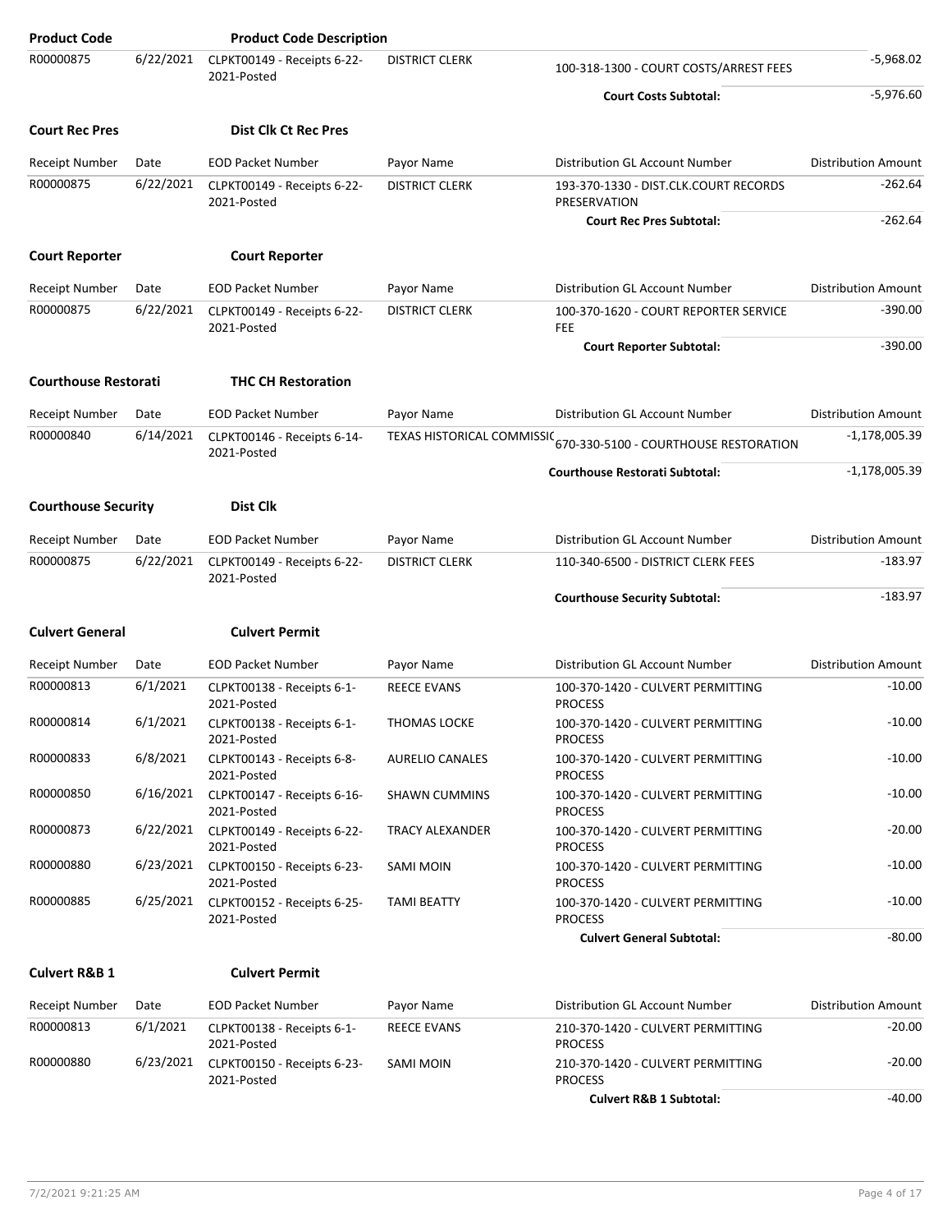| Product Code | | Product Code Description | | | |
|---|---|---|---|---|---|
| R00000875 | 6/22/2021 | CLPKT00149 - Receipts 6-22-2021-Posted | DISTRICT CLERK | 100-318-1300 - COURT COSTS/ARREST FEES | -5,968.02 |
| | | | | **Court Costs Subtotal:** | -5,976.60 |

**Court Rec Pres** — **Dist Clk Ct Rec Pres**

| Receipt Number | Date | EOD Packet Number | Payor Name | Distribution GL Account Number | Distribution Amount |
|---|---|---|---|---|---|
| R00000875 | 6/22/2021 | CLPKT00149 - Receipts 6-22-2021-Posted | DISTRICT CLERK | 193-370-1330 - DIST.CLK.COURT RECORDS PRESERVATION | -262.64 |
| | | | | **Court Rec Pres Subtotal:** | -262.64 |

**Court Reporter** — **Court Reporter**

| Receipt Number | Date | EOD Packet Number | Payor Name | Distribution GL Account Number | Distribution Amount |
|---|---|---|---|---|---|
| R00000875 | 6/22/2021 | CLPKT00149 - Receipts 6-22-2021-Posted | DISTRICT CLERK | 100-370-1620 - COURT REPORTER SERVICE FEE | -390.00 |
| | | | | **Court Reporter Subtotal:** | -390.00 |

**Courthouse Restorati** — **THC CH Restoration**

| Receipt Number | Date | EOD Packet Number | Payor Name | Distribution GL Account Number | Distribution Amount |
|---|---|---|---|---|---|
| R00000840 | 6/14/2021 | CLPKT00146 - Receipts 6-14-2021-Posted | TEXAS HISTORICAL COMMISSIC | 670-330-5100 - COURTHOUSE RESTORATION | -1,178,005.39 |
| | | | | **Courthouse Restorati Subtotal:** | -1,178,005.39 |

**Courthouse Security** — **Dist Clk**

| Receipt Number | Date | EOD Packet Number | Payor Name | Distribution GL Account Number | Distribution Amount |
|---|---|---|---|---|---|
| R00000875 | 6/22/2021 | CLPKT00149 - Receipts 6-22-2021-Posted | DISTRICT CLERK | 110-340-6500 - DISTRICT CLERK FEES | -183.97 |
| | | | | **Courthouse Security Subtotal:** | -183.97 |

**Culvert General** — **Culvert Permit**

| Receipt Number | Date | EOD Packet Number | Payor Name | Distribution GL Account Number | Distribution Amount |
|---|---|---|---|---|---|
| R00000813 | 6/1/2021 | CLPKT00138 - Receipts 6-1-2021-Posted | REECE EVANS | 100-370-1420 - CULVERT PERMITTING PROCESS | -10.00 |
| R00000814 | 6/1/2021 | CLPKT00138 - Receipts 6-1-2021-Posted | THOMAS LOCKE | 100-370-1420 - CULVERT PERMITTING PROCESS | -10.00 |
| R00000833 | 6/8/2021 | CLPKT00143 - Receipts 6-8-2021-Posted | AURELIO CANALES | 100-370-1420 - CULVERT PERMITTING PROCESS | -10.00 |
| R00000850 | 6/16/2021 | CLPKT00147 - Receipts 6-16-2021-Posted | SHAWN CUMMINS | 100-370-1420 - CULVERT PERMITTING PROCESS | -10.00 |
| R00000873 | 6/22/2021 | CLPKT00149 - Receipts 6-22-2021-Posted | TRACY ALEXANDER | 100-370-1420 - CULVERT PERMITTING PROCESS | -20.00 |
| R00000880 | 6/23/2021 | CLPKT00150 - Receipts 6-23-2021-Posted | SAMI MOIN | 100-370-1420 - CULVERT PERMITTING PROCESS | -10.00 |
| R00000885 | 6/25/2021 | CLPKT00152 - Receipts 6-25-2021-Posted | TAMI BEATTY | 100-370-1420 - CULVERT PERMITTING PROCESS | -10.00 |
| | | | | **Culvert General Subtotal:** | -80.00 |

**Culvert R&B 1** — **Culvert Permit**

| Receipt Number | Date | EOD Packet Number | Payor Name | Distribution GL Account Number | Distribution Amount |
|---|---|---|---|---|---|
| R00000813 | 6/1/2021 | CLPKT00138 - Receipts 6-1-2021-Posted | REECE EVANS | 210-370-1420 - CULVERT PERMITTING PROCESS | -20.00 |
| R00000880 | 6/23/2021 | CLPKT00150 - Receipts 6-23-2021-Posted | SAMI MOIN | 210-370-1420 - CULVERT PERMITTING PROCESS | -20.00 |
| | | | | **Culvert R&B 1 Subtotal:** | -40.00 |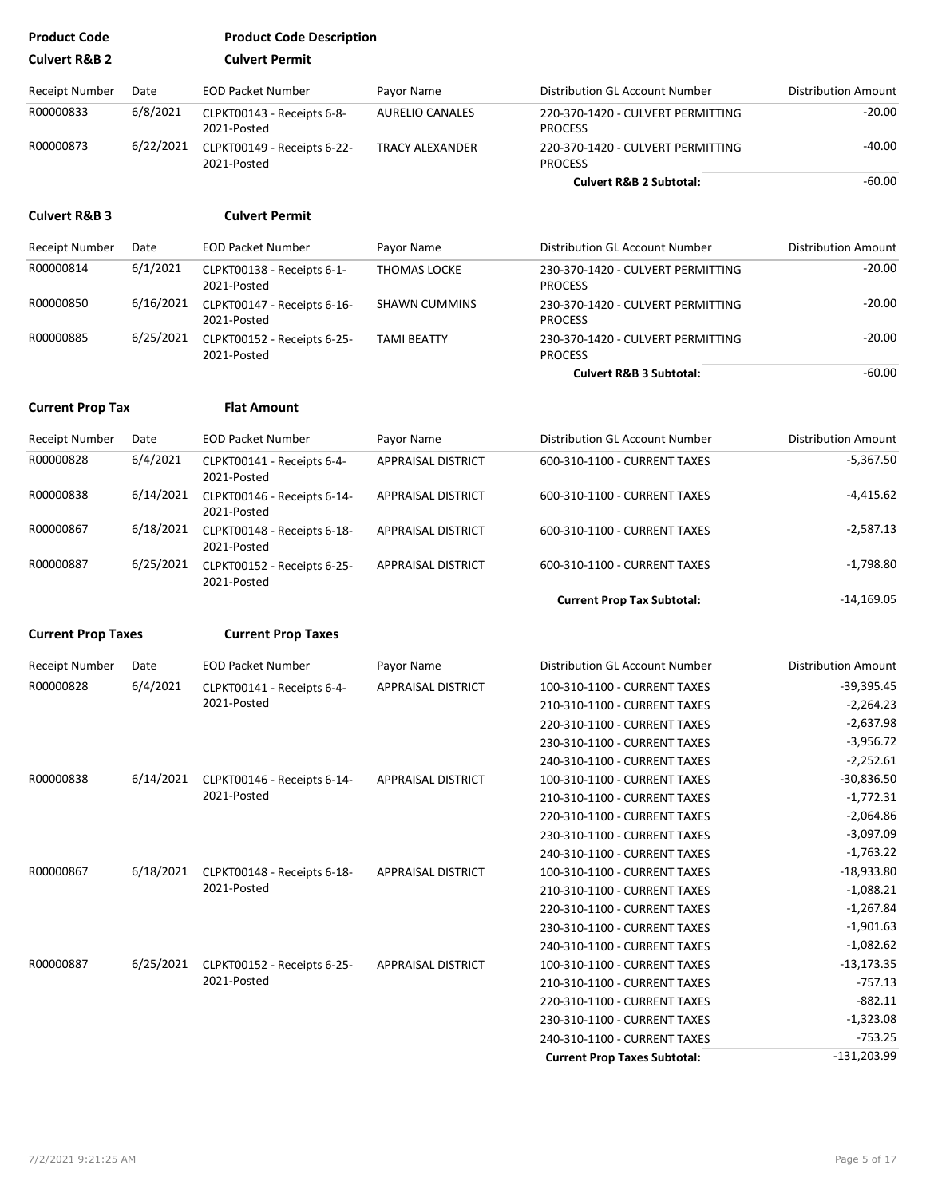| Product Code | Product Code Description | | | | |
|---|---|---|---|---|---|
| **Culvert R&B 2** | **Culvert Permit** | | | | |

| Receipt Number | Date | EOD Packet Number | Payor Name | Distribution GL Account Number | Distribution Amount |
|---|---|---|---|---|---|
| R00000833 | 6/8/2021 | CLPKT00143 - Receipts 6-8-2021-Posted | AURELIO CANALES | 220-370-1420 - CULVERT PERMITTING PROCESS | -20.00 |
| R00000873 | 6/22/2021 | CLPKT00149 - Receipts 6-22-2021-Posted | TRACY ALEXANDER | 220-370-1420 - CULVERT PERMITTING PROCESS | -40.00 |
| | | | | **Culvert R&B 2 Subtotal:** | -60.00 |

**Culvert R&B 3** — **Culvert Permit**

| Receipt Number | Date | EOD Packet Number | Payor Name | Distribution GL Account Number | Distribution Amount |
|---|---|---|---|---|---|
| R00000814 | 6/1/2021 | CLPKT00138 - Receipts 6-1-2021-Posted | THOMAS LOCKE | 230-370-1420 - CULVERT PERMITTING PROCESS | -20.00 |
| R00000850 | 6/16/2021 | CLPKT00147 - Receipts 6-16-2021-Posted | SHAWN CUMMINS | 230-370-1420 - CULVERT PERMITTING PROCESS | -20.00 |
| R00000885 | 6/25/2021 | CLPKT00152 - Receipts 6-25-2021-Posted | TAMI BEATTY | 230-370-1420 - CULVERT PERMITTING PROCESS | -20.00 |
| | | | | **Culvert R&B 3 Subtotal:** | -60.00 |

**Current Prop Tax** — **Flat Amount**

| Receipt Number | Date | EOD Packet Number | Payor Name | Distribution GL Account Number | Distribution Amount |
|---|---|---|---|---|---|
| R00000828 | 6/4/2021 | CLPKT00141 - Receipts 6-4-2021-Posted | APPRAISAL DISTRICT | 600-310-1100 - CURRENT TAXES | -5,367.50 |
| R00000838 | 6/14/2021 | CLPKT00146 - Receipts 6-14-2021-Posted | APPRAISAL DISTRICT | 600-310-1100 - CURRENT TAXES | -4,415.62 |
| R00000867 | 6/18/2021 | CLPKT00148 - Receipts 6-18-2021-Posted | APPRAISAL DISTRICT | 600-310-1100 - CURRENT TAXES | -2,587.13 |
| R00000887 | 6/25/2021 | CLPKT00152 - Receipts 6-25-2021-Posted | APPRAISAL DISTRICT | 600-310-1100 - CURRENT TAXES | -1,798.80 |
| | | | | **Current Prop Tax Subtotal:** | -14,169.05 |

**Current Prop Taxes** — **Current Prop Taxes**

| Receipt Number | Date | EOD Packet Number | Payor Name | Distribution GL Account Number | Distribution Amount |
|---|---|---|---|---|---|
| R00000828 | 6/4/2021 | CLPKT00141 - Receipts 6-4-2021-Posted | APPRAISAL DISTRICT | 100-310-1100 - CURRENT TAXES | -39,395.45 |
| | | | | 210-310-1100 - CURRENT TAXES | -2,264.23 |
| | | | | 220-310-1100 - CURRENT TAXES | -2,637.98 |
| | | | | 230-310-1100 - CURRENT TAXES | -3,956.72 |
| | | | | 240-310-1100 - CURRENT TAXES | -2,252.61 |
| R00000838 | 6/14/2021 | CLPKT00146 - Receipts 6-14-2021-Posted | APPRAISAL DISTRICT | 100-310-1100 - CURRENT TAXES | -30,836.50 |
| | | | | 210-310-1100 - CURRENT TAXES | -1,772.31 |
| | | | | 220-310-1100 - CURRENT TAXES | -2,064.86 |
| | | | | 230-310-1100 - CURRENT TAXES | -3,097.09 |
| | | | | 240-310-1100 - CURRENT TAXES | -1,763.22 |
| R00000867 | 6/18/2021 | CLPKT00148 - Receipts 6-18-2021-Posted | APPRAISAL DISTRICT | 100-310-1100 - CURRENT TAXES | -18,933.80 |
| | | | | 210-310-1100 - CURRENT TAXES | -1,088.21 |
| | | | | 220-310-1100 - CURRENT TAXES | -1,267.84 |
| | | | | 230-310-1100 - CURRENT TAXES | -1,901.63 |
| | | | | 240-310-1100 - CURRENT TAXES | -1,082.62 |
| R00000887 | 6/25/2021 | CLPKT00152 - Receipts 6-25-2021-Posted | APPRAISAL DISTRICT | 100-310-1100 - CURRENT TAXES | -13,173.35 |
| | | | | 210-310-1100 - CURRENT TAXES | -757.13 |
| | | | | 220-310-1100 - CURRENT TAXES | -882.11 |
| | | | | 230-310-1100 - CURRENT TAXES | -1,323.08 |
| | | | | 240-310-1100 - CURRENT TAXES | -753.25 |
| | | | | **Current Prop Taxes Subtotal:** | -131,203.99 |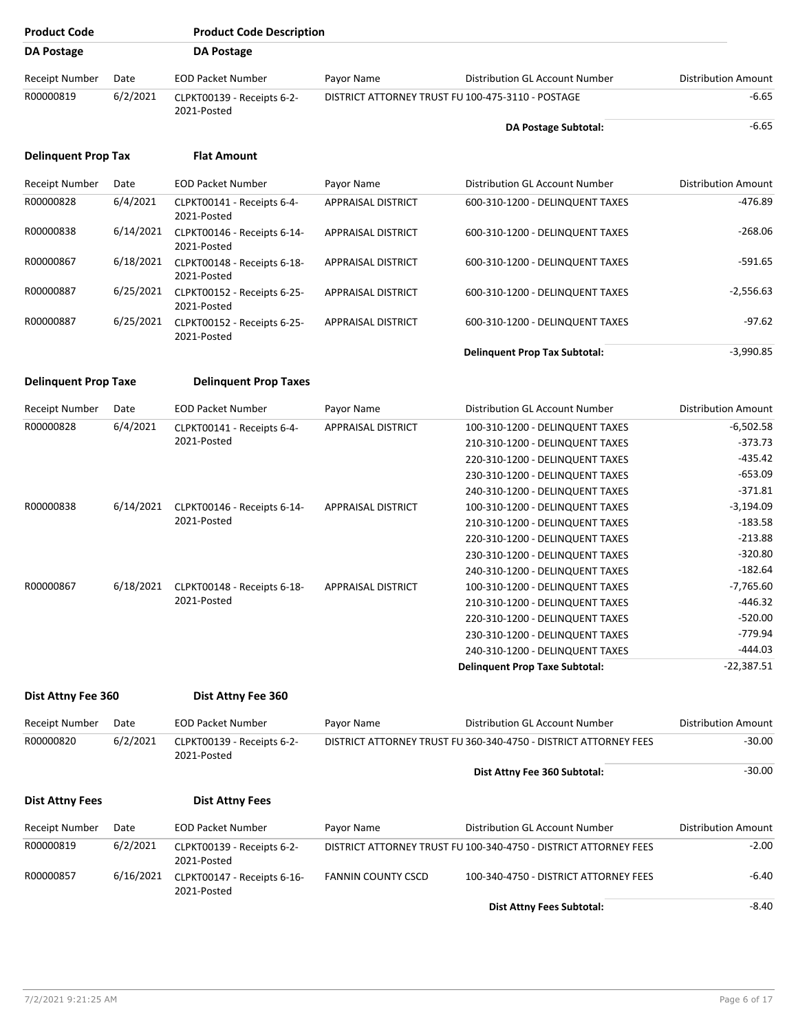| Product Code | Product Code Description |
|---|---|
| DA Postage | DA Postage |

| Receipt Number | Date | EOD Packet Number | Payor Name | Distribution GL Account Number | Distribution Amount |
|---|---|---|---|---|---|
| R00000819 | 6/2/2021 | CLPKT00139 - Receipts 6-2-2021-Posted | DISTRICT ATTORNEY TRUST FU | 100-475-3110 - POSTAGE | -6.65 |
| | | | | **DA Postage Subtotal:** | -6.65 |

| Product Code | Product Code Description |
|---|---|
| **Delinquent Prop Tax** | **Flat Amount** |

| Receipt Number | Date | EOD Packet Number | Payor Name | Distribution GL Account Number | Distribution Amount |
|---|---|---|---|---|---|
| R00000828 | 6/4/2021 | CLPKT00141 - Receipts 6-4-2021-Posted | APPRAISAL DISTRICT | 600-310-1200 - DELINQUENT TAXES | -476.89 |
| R00000838 | 6/14/2021 | CLPKT00146 - Receipts 6-14-2021-Posted | APPRAISAL DISTRICT | 600-310-1200 - DELINQUENT TAXES | -268.06 |
| R00000867 | 6/18/2021 | CLPKT00148 - Receipts 6-18-2021-Posted | APPRAISAL DISTRICT | 600-310-1200 - DELINQUENT TAXES | -591.65 |
| R00000887 | 6/25/2021 | CLPKT00152 - Receipts 6-25-2021-Posted | APPRAISAL DISTRICT | 600-310-1200 - DELINQUENT TAXES | -2,556.63 |
| R00000887 | 6/25/2021 | CLPKT00152 - Receipts 6-25-2021-Posted | APPRAISAL DISTRICT | 600-310-1200 - DELINQUENT TAXES | -97.62 |
| | | | | **Delinquent Prop Tax Subtotal:** | -3,990.85 |

| Product Code | Product Code Description |
|---|---|
| **Delinquent Prop Taxe** | **Delinquent Prop Taxes** |

| Receipt Number | Date | EOD Packet Number | Payor Name | Distribution GL Account Number | Distribution Amount |
|---|---|---|---|---|---|
| R00000828 | 6/4/2021 | CLPKT00141 - Receipts 6-4-2021-Posted | APPRAISAL DISTRICT | 100-310-1200 - DELINQUENT TAXES | -6,502.58 |
| | | | | 210-310-1200 - DELINQUENT TAXES | -373.73 |
| | | | | 220-310-1200 - DELINQUENT TAXES | -435.42 |
| | | | | 230-310-1200 - DELINQUENT TAXES | -653.09 |
| | | | | 240-310-1200 - DELINQUENT TAXES | -371.81 |
| R00000838 | 6/14/2021 | CLPKT00146 - Receipts 6-14-2021-Posted | APPRAISAL DISTRICT | 100-310-1200 - DELINQUENT TAXES | -3,194.09 |
| | | | | 210-310-1200 - DELINQUENT TAXES | -183.58 |
| | | | | 220-310-1200 - DELINQUENT TAXES | -213.88 |
| | | | | 230-310-1200 - DELINQUENT TAXES | -320.80 |
| | | | | 240-310-1200 - DELINQUENT TAXES | -182.64 |
| R00000867 | 6/18/2021 | CLPKT00148 - Receipts 6-18-2021-Posted | APPRAISAL DISTRICT | 100-310-1200 - DELINQUENT TAXES | -7,765.60 |
| | | | | 210-310-1200 - DELINQUENT TAXES | -446.32 |
| | | | | 220-310-1200 - DELINQUENT TAXES | -520.00 |
| | | | | 230-310-1200 - DELINQUENT TAXES | -779.94 |
| | | | | 240-310-1200 - DELINQUENT TAXES | -444.03 |
| | | | | **Delinquent Prop Taxe Subtotal:** | -22,387.51 |

| Product Code | Product Code Description |
|---|---|
| **Dist Attny Fee 360** | **Dist Attny Fee 360** |

| Receipt Number | Date | EOD Packet Number | Payor Name | Distribution GL Account Number | Distribution Amount |
|---|---|---|---|---|---|
| R00000820 | 6/2/2021 | CLPKT00139 - Receipts 6-2-2021-Posted | DISTRICT ATTORNEY TRUST FU | 360-340-4750 - DISTRICT ATTORNEY FEES | -30.00 |
| | | | | **Dist Attny Fee 360 Subtotal:** | -30.00 |

| Product Code | Product Code Description |
|---|---|
| **Dist Attny Fees** | **Dist Attny Fees** |

| Receipt Number | Date | EOD Packet Number | Payor Name | Distribution GL Account Number | Distribution Amount |
|---|---|---|---|---|---|
| R00000819 | 6/2/2021 | CLPKT00139 - Receipts 6-2-2021-Posted | DISTRICT ATTORNEY TRUST FU | 100-340-4750 - DISTRICT ATTORNEY FEES | -2.00 |
| R00000857 | 6/16/2021 | CLPKT00147 - Receipts 6-16-2021-Posted | FANNIN COUNTY CSCD | 100-340-4750 - DISTRICT ATTORNEY FEES | -6.40 |
| | | | | **Dist Attny Fees Subtotal:** | -8.40 |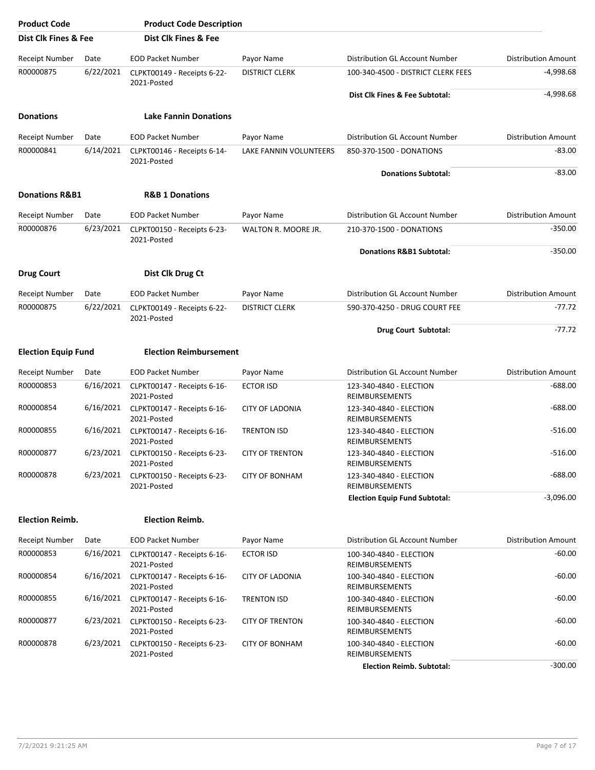| Product Code | Product Code Description |
|---|---|
| **Dist Clk Fines & Fee** | **Dist Clk Fines & Fee** |

| Receipt Number | Date | EOD Packet Number | Payor Name | Distribution GL Account Number | Distribution Amount |
|---|---|---|---|---|---|
| R00000875 | 6/22/2021 | CLPKT00149 - Receipts 6-22-2021-Posted | DISTRICT CLERK | 100-340-4500 - DISTRICT CLERK FEES | -4,998.68 |
| | | | | **Dist Clk Fines & Fee Subtotal:** | -4,998.68 |

**Donations** — **Lake Fannin Donations**

| Receipt Number | Date | EOD Packet Number | Payor Name | Distribution GL Account Number | Distribution Amount |
|---|---|---|---|---|---|
| R00000841 | 6/14/2021 | CLPKT00146 - Receipts 6-14-2021-Posted | LAKE FANNIN VOLUNTEERS | 850-370-1500 - DONATIONS | -83.00 |
| | | | | **Donations Subtotal:** | -83.00 |

**Donations R&B1** — **R&B 1 Donations**

| Receipt Number | Date | EOD Packet Number | Payor Name | Distribution GL Account Number | Distribution Amount |
|---|---|---|---|---|---|
| R00000876 | 6/23/2021 | CLPKT00150 - Receipts 6-23-2021-Posted | WALTON R. MOORE JR. | 210-370-1500 - DONATIONS | -350.00 |
| | | | | **Donations R&B1 Subtotal:** | -350.00 |

**Drug Court** — **Dist Clk Drug Ct**

| Receipt Number | Date | EOD Packet Number | Payor Name | Distribution GL Account Number | Distribution Amount |
|---|---|---|---|---|---|
| R00000875 | 6/22/2021 | CLPKT00149 - Receipts 6-22-2021-Posted | DISTRICT CLERK | 590-370-4250 - DRUG COURT FEE | -77.72 |
| | | | | **Drug Court Subtotal:** | -77.72 |

**Election Equip Fund** — **Election Reimbursement**

| Receipt Number | Date | EOD Packet Number | Payor Name | Distribution GL Account Number | Distribution Amount |
|---|---|---|---|---|---|
| R00000853 | 6/16/2021 | CLPKT00147 - Receipts 6-16-2021-Posted | ECTOR ISD | 123-340-4840 - ELECTION REIMBURSEMENTS | -688.00 |
| R00000854 | 6/16/2021 | CLPKT00147 - Receipts 6-16-2021-Posted | CITY OF LADONIA | 123-340-4840 - ELECTION REIMBURSEMENTS | -688.00 |
| R00000855 | 6/16/2021 | CLPKT00147 - Receipts 6-16-2021-Posted | TRENTON ISD | 123-340-4840 - ELECTION REIMBURSEMENTS | -516.00 |
| R00000877 | 6/23/2021 | CLPKT00150 - Receipts 6-23-2021-Posted | CITY OF TRENTON | 123-340-4840 - ELECTION REIMBURSEMENTS | -516.00 |
| R00000878 | 6/23/2021 | CLPKT00150 - Receipts 6-23-2021-Posted | CITY OF BONHAM | 123-340-4840 - ELECTION REIMBURSEMENTS | -688.00 |
| | | | | **Election Equip Fund Subtotal:** | -3,096.00 |

**Election Reimb.** — **Election Reimb.**

| Receipt Number | Date | EOD Packet Number | Payor Name | Distribution GL Account Number | Distribution Amount |
|---|---|---|---|---|---|
| R00000853 | 6/16/2021 | CLPKT00147 - Receipts 6-16-2021-Posted | ECTOR ISD | 100-340-4840 - ELECTION REIMBURSEMENTS | -60.00 |
| R00000854 | 6/16/2021 | CLPKT00147 - Receipts 6-16-2021-Posted | CITY OF LADONIA | 100-340-4840 - ELECTION REIMBURSEMENTS | -60.00 |
| R00000855 | 6/16/2021 | CLPKT00147 - Receipts 6-16-2021-Posted | TRENTON ISD | 100-340-4840 - ELECTION REIMBURSEMENTS | -60.00 |
| R00000877 | 6/23/2021 | CLPKT00150 - Receipts 6-23-2021-Posted | CITY OF TRENTON | 100-340-4840 - ELECTION REIMBURSEMENTS | -60.00 |
| R00000878 | 6/23/2021 | CLPKT00150 - Receipts 6-23-2021-Posted | CITY OF BONHAM | 100-340-4840 - ELECTION REIMBURSEMENTS | -60.00 |
| | | | | **Election Reimb. Subtotal:** | -300.00 |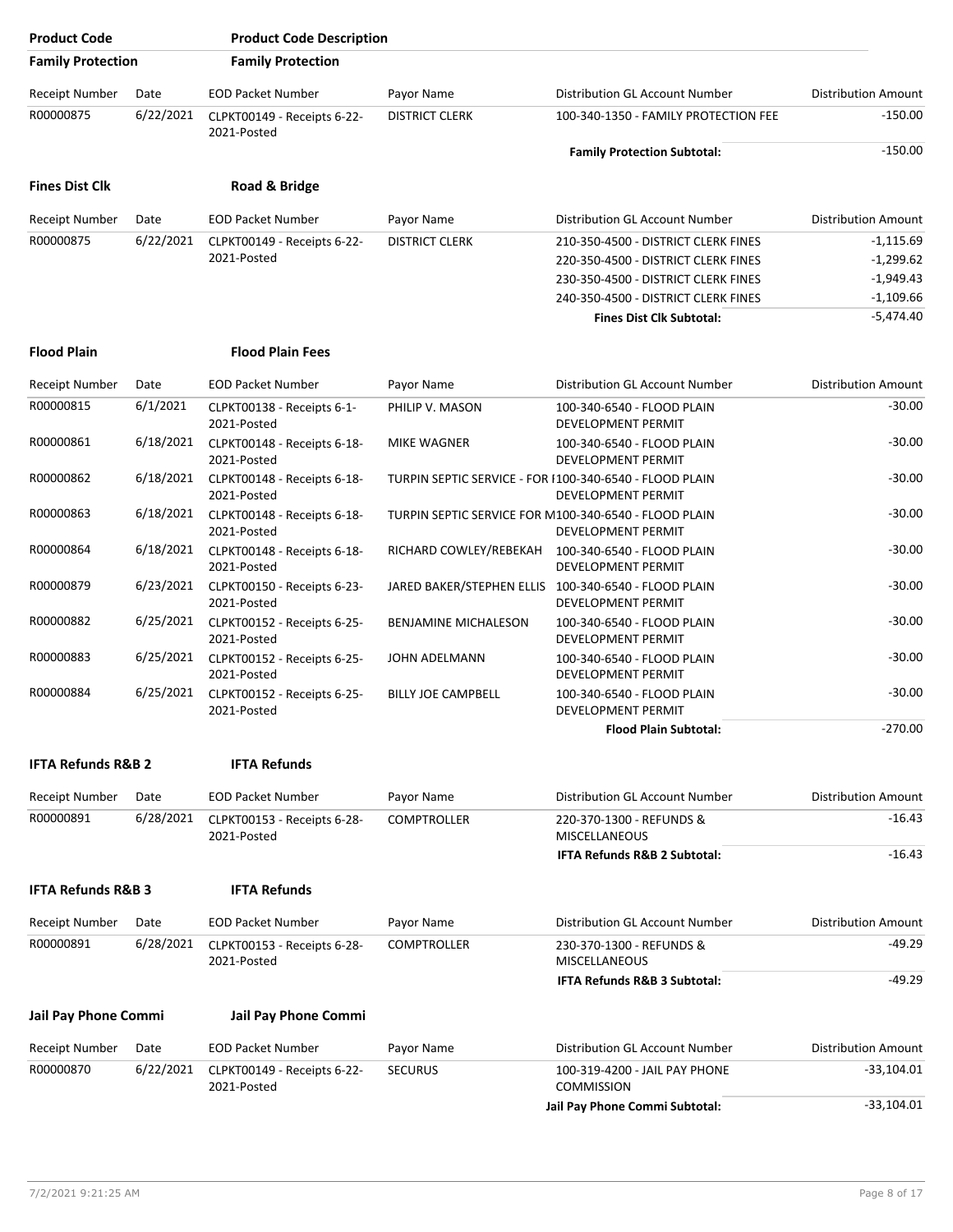| Product Code | Product Code Description |
|---|---|

## Family Protection — Family Protection

| Receipt Number | Date | EOD Packet Number | Payor Name | Distribution GL Account Number | Distribution Amount |
|---|---|---|---|---|---|
| R00000875 | 6/22/2021 | CLPKT00149 - Receipts 6-22-2021-Posted | DISTRICT CLERK | 100-340-1350 - FAMILY PROTECTION FEE | -150.00 |
| | | | | **Family Protection Subtotal:** | -150.00 |

## Fines Dist Clk — Road & Bridge

| Receipt Number | Date | EOD Packet Number | Payor Name | Distribution GL Account Number | Distribution Amount |
|---|---|---|---|---|---|
| R00000875 | 6/22/2021 | CLPKT00149 - Receipts 6-22-2021-Posted | DISTRICT CLERK | 210-350-4500 - DISTRICT CLERK FINES | -1,115.69 |
| | | | | 220-350-4500 - DISTRICT CLERK FINES | -1,299.62 |
| | | | | 230-350-4500 - DISTRICT CLERK FINES | -1,949.43 |
| | | | | 240-350-4500 - DISTRICT CLERK FINES | -1,109.66 |
| | | | | **Fines Dist Clk Subtotal:** | -5,474.40 |

## Flood Plain — Flood Plain Fees

| Receipt Number | Date | EOD Packet Number | Payor Name | Distribution GL Account Number | Distribution Amount |
|---|---|---|---|---|---|
| R00000815 | 6/1/2021 | CLPKT00138 - Receipts 6-1-2021-Posted | PHILIP V. MASON | 100-340-6540 - FLOOD PLAIN DEVELOPMENT PERMIT | -30.00 |
| R00000861 | 6/18/2021 | CLPKT00148 - Receipts 6-18-2021-Posted | MIKE WAGNER | 100-340-6540 - FLOOD PLAIN DEVELOPMENT PERMIT | -30.00 |
| R00000862 | 6/18/2021 | CLPKT00148 - Receipts 6-18-2021-Posted | TURPIN SEPTIC SERVICE - FOR I | 100-340-6540 - FLOOD PLAIN DEVELOPMENT PERMIT | -30.00 |
| R00000863 | 6/18/2021 | CLPKT00148 - Receipts 6-18-2021-Posted | TURPIN SEPTIC SERVICE FOR M | 100-340-6540 - FLOOD PLAIN DEVELOPMENT PERMIT | -30.00 |
| R00000864 | 6/18/2021 | CLPKT00148 - Receipts 6-18-2021-Posted | RICHARD COWLEY/REBEKAH | 100-340-6540 - FLOOD PLAIN DEVELOPMENT PERMIT | -30.00 |
| R00000879 | 6/23/2021 | CLPKT00150 - Receipts 6-23-2021-Posted | JARED BAKER/STEPHEN ELLIS | 100-340-6540 - FLOOD PLAIN DEVELOPMENT PERMIT | -30.00 |
| R00000882 | 6/25/2021 | CLPKT00152 - Receipts 6-25-2021-Posted | BENJAMINE MICHALESON | 100-340-6540 - FLOOD PLAIN DEVELOPMENT PERMIT | -30.00 |
| R00000883 | 6/25/2021 | CLPKT00152 - Receipts 6-25-2021-Posted | JOHN ADELMANN | 100-340-6540 - FLOOD PLAIN DEVELOPMENT PERMIT | -30.00 |
| R00000884 | 6/25/2021 | CLPKT00152 - Receipts 6-25-2021-Posted | BILLY JOE CAMPBELL | 100-340-6540 - FLOOD PLAIN DEVELOPMENT PERMIT | -30.00 |
| | | | | **Flood Plain Subtotal:** | -270.00 |

## IFTA Refunds R&B 2 — IFTA Refunds

| Receipt Number | Date | EOD Packet Number | Payor Name | Distribution GL Account Number | Distribution Amount |
|---|---|---|---|---|---|
| R00000891 | 6/28/2021 | CLPKT00153 - Receipts 6-28-2021-Posted | COMPTROLLER | 220-370-1300 - REFUNDS & MISCELLANEOUS | -16.43 |
| | | | | **IFTA Refunds R&B 2 Subtotal:** | -16.43 |

## IFTA Refunds R&B 3 — IFTA Refunds

| Receipt Number | Date | EOD Packet Number | Payor Name | Distribution GL Account Number | Distribution Amount |
|---|---|---|---|---|---|
| R00000891 | 6/28/2021 | CLPKT00153 - Receipts 6-28-2021-Posted | COMPTROLLER | 230-370-1300 - REFUNDS & MISCELLANEOUS | -49.29 |
| | | | | **IFTA Refunds R&B 3 Subtotal:** | -49.29 |

## Jail Pay Phone Commi — Jail Pay Phone Commi

| Receipt Number | Date | EOD Packet Number | Payor Name | Distribution GL Account Number | Distribution Amount |
|---|---|---|---|---|---|
| R00000870 | 6/22/2021 | CLPKT00149 - Receipts 6-22-2021-Posted | SECURUS | 100-319-4200 - JAIL PAY PHONE COMMISSION | -33,104.01 |
| | | | | **Jail Pay Phone Commi Subtotal:** | -33,104.01 |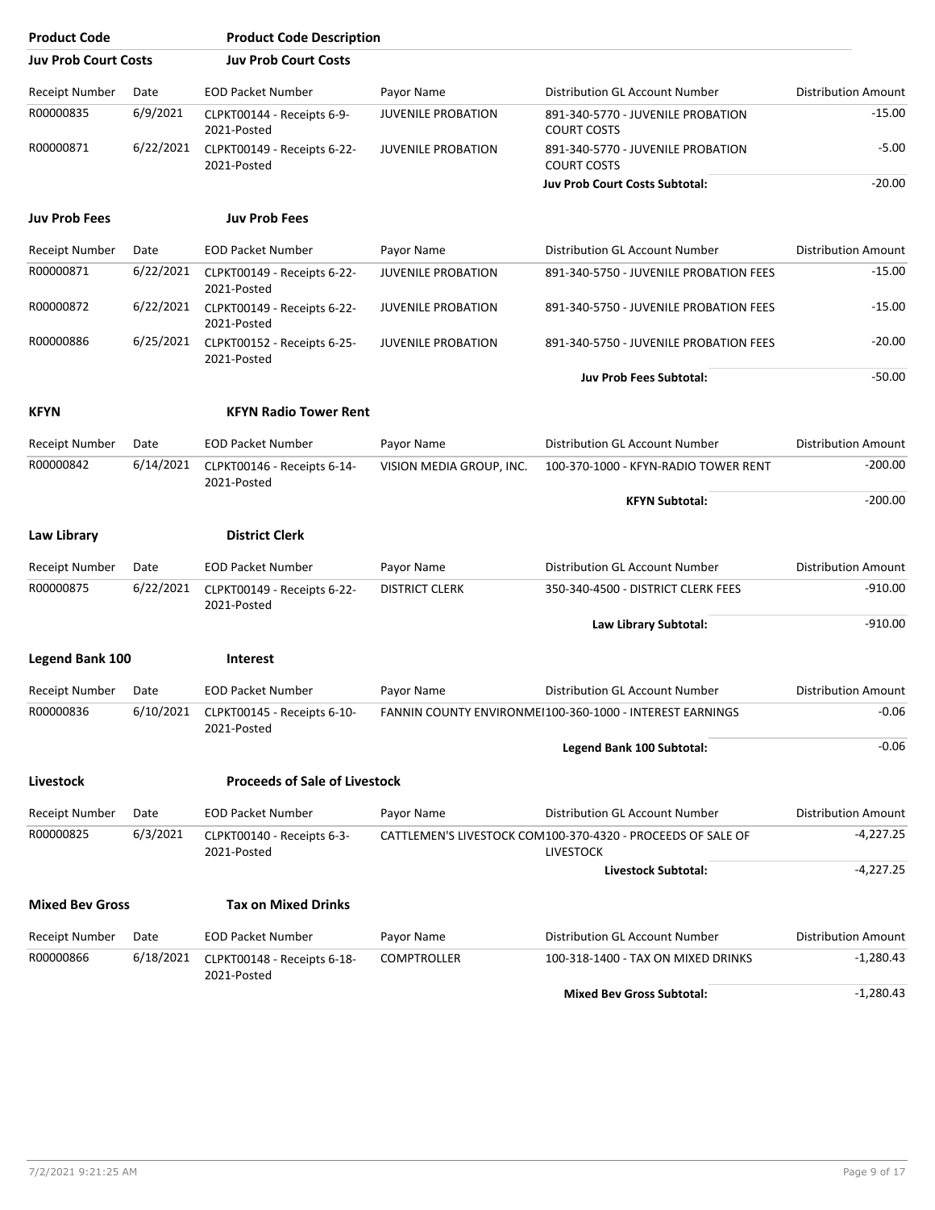| Product Code | Product Code Description |
|---|---|

**Juv Prob Court Costs** — **Juv Prob Court Costs**

| Receipt Number | Date | EOD Packet Number | Payor Name | Distribution GL Account Number | Distribution Amount |
|---|---|---|---|---|---|
| R00000835 | 6/9/2021 | CLPKT00144 - Receipts 6-9-2021-Posted | JUVENILE PROBATION | 891-340-5770 - JUVENILE PROBATION COURT COSTS | -15.00 |
| R00000871 | 6/22/2021 | CLPKT00149 - Receipts 6-22-2021-Posted | JUVENILE PROBATION | 891-340-5770 - JUVENILE PROBATION COURT COSTS | -5.00 |
| | | | | **Juv Prob Court Costs Subtotal:** | -20.00 |

**Juv Prob Fees** — **Juv Prob Fees**

| Receipt Number | Date | EOD Packet Number | Payor Name | Distribution GL Account Number | Distribution Amount |
|---|---|---|---|---|---|
| R00000871 | 6/22/2021 | CLPKT00149 - Receipts 6-22-2021-Posted | JUVENILE PROBATION | 891-340-5750 - JUVENILE PROBATION FEES | -15.00 |
| R00000872 | 6/22/2021 | CLPKT00149 - Receipts 6-22-2021-Posted | JUVENILE PROBATION | 891-340-5750 - JUVENILE PROBATION FEES | -15.00 |
| R00000886 | 6/25/2021 | CLPKT00152 - Receipts 6-25-2021-Posted | JUVENILE PROBATION | 891-340-5750 - JUVENILE PROBATION FEES | -20.00 |
| | | | | **Juv Prob Fees Subtotal:** | -50.00 |

**KFYN** — **KFYN Radio Tower Rent**

| Receipt Number | Date | EOD Packet Number | Payor Name | Distribution GL Account Number | Distribution Amount |
|---|---|---|---|---|---|
| R00000842 | 6/14/2021 | CLPKT00146 - Receipts 6-14-2021-Posted | VISION MEDIA GROUP, INC. | 100-370-1000 - KFYN-RADIO TOWER RENT | -200.00 |
| | | | | **KFYN Subtotal:** | -200.00 |

**Law Library** — **District Clerk**

| Receipt Number | Date | EOD Packet Number | Payor Name | Distribution GL Account Number | Distribution Amount |
|---|---|---|---|---|---|
| R00000875 | 6/22/2021 | CLPKT00149 - Receipts 6-22-2021-Posted | DISTRICT CLERK | 350-340-4500 - DISTRICT CLERK FEES | -910.00 |
| | | | | **Law Library Subtotal:** | -910.00 |

**Legend Bank 100** — **Interest**

| Receipt Number | Date | EOD Packet Number | Payor Name | Distribution GL Account Number | Distribution Amount |
|---|---|---|---|---|---|
| R00000836 | 6/10/2021 | CLPKT00145 - Receipts 6-10-2021-Posted | FANNIN COUNTY ENVIRONME | 100-360-1000 - INTEREST EARNINGS | -0.06 |
| | | | | **Legend Bank 100 Subtotal:** | -0.06 |

**Livestock** — **Proceeds of Sale of Livestock**

| Receipt Number | Date | EOD Packet Number | Payor Name | Distribution GL Account Number | Distribution Amount |
|---|---|---|---|---|---|
| R00000825 | 6/3/2021 | CLPKT00140 - Receipts 6-3-2021-Posted | CATTLEMEN'S LIVESTOCK COM | 100-370-4320 - PROCEEDS OF SALE OF LIVESTOCK | -4,227.25 |
| | | | | **Livestock Subtotal:** | -4,227.25 |

**Mixed Bev Gross** — **Tax on Mixed Drinks**

| Receipt Number | Date | EOD Packet Number | Payor Name | Distribution GL Account Number | Distribution Amount |
|---|---|---|---|---|---|
| R00000866 | 6/18/2021 | CLPKT00148 - Receipts 6-18-2021-Posted | COMPTROLLER | 100-318-1400 - TAX ON MIXED DRINKS | -1,280.43 |
| | | | | **Mixed Bev Gross Subtotal:** | -1,280.43 |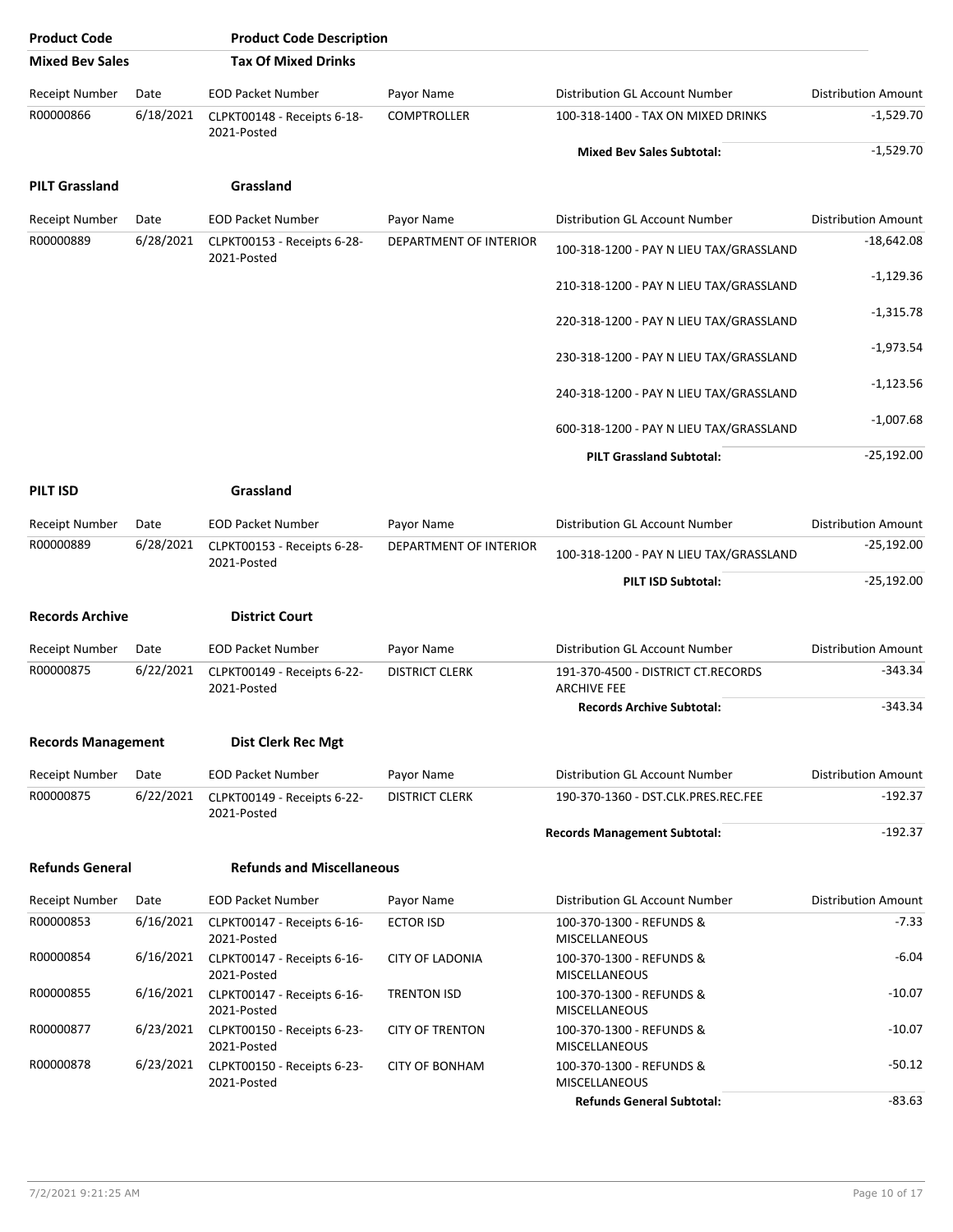| Product Code | Product Code Description | | | | |
|---|---|---|---|---|---|
| **Mixed Bev Sales** | **Tax Of Mixed Drinks** | | | | |
| Receipt Number | Date | EOD Packet Number | Payor Name | Distribution GL Account Number | Distribution Amount |
| R00000866 | 6/18/2021 | CLPKT00148 - Receipts 6-18-2021-Posted | COMPTROLLER | 100-318-1400 - TAX ON MIXED DRINKS | -1,529.70 |
| | | | | **Mixed Bev Sales Subtotal:** | -1,529.70 |

**PILT Grassland** — **Grassland**

| Receipt Number | Date | EOD Packet Number | Payor Name | Distribution GL Account Number | Distribution Amount |
|---|---|---|---|---|---|
| R00000889 | 6/28/2021 | CLPKT00153 - Receipts 6-28-2021-Posted | DEPARTMENT OF INTERIOR | 100-318-1200 - PAY N LIEU TAX/GRASSLAND | -18,642.08 |
| | | | | 210-318-1200 - PAY N LIEU TAX/GRASSLAND | -1,129.36 |
| | | | | 220-318-1200 - PAY N LIEU TAX/GRASSLAND | -1,315.78 |
| | | | | 230-318-1200 - PAY N LIEU TAX/GRASSLAND | -1,973.54 |
| | | | | 240-318-1200 - PAY N LIEU TAX/GRASSLAND | -1,123.56 |
| | | | | 600-318-1200 - PAY N LIEU TAX/GRASSLAND | -1,007.68 |
| | | | | **PILT Grassland Subtotal:** | -25,192.00 |

**PILT ISD** — **Grassland**

| Receipt Number | Date | EOD Packet Number | Payor Name | Distribution GL Account Number | Distribution Amount |
|---|---|---|---|---|---|
| R00000889 | 6/28/2021 | CLPKT00153 - Receipts 6-28-2021-Posted | DEPARTMENT OF INTERIOR | 100-318-1200 - PAY N LIEU TAX/GRASSLAND | -25,192.00 |
| | | | | **PILT ISD Subtotal:** | -25,192.00 |

**Records Archive** — **District Court**

| Receipt Number | Date | EOD Packet Number | Payor Name | Distribution GL Account Number | Distribution Amount |
|---|---|---|---|---|---|
| R00000875 | 6/22/2021 | CLPKT00149 - Receipts 6-22-2021-Posted | DISTRICT CLERK | 191-370-4500 - DISTRICT CT.RECORDS ARCHIVE FEE | -343.34 |
| | | | | **Records Archive Subtotal:** | -343.34 |

**Records Management** — **Dist Clerk Rec Mgt**

| Receipt Number | Date | EOD Packet Number | Payor Name | Distribution GL Account Number | Distribution Amount |
|---|---|---|---|---|---|
| R00000875 | 6/22/2021 | CLPKT00149 - Receipts 6-22-2021-Posted | DISTRICT CLERK | 190-370-1360 - DST.CLK.PRES.REC.FEE | -192.37 |
| | | | | **Records Management Subtotal:** | -192.37 |

**Refunds General** — **Refunds and Miscellaneous**

| Receipt Number | Date | EOD Packet Number | Payor Name | Distribution GL Account Number | Distribution Amount |
|---|---|---|---|---|---|
| R00000853 | 6/16/2021 | CLPKT00147 - Receipts 6-16-2021-Posted | ECTOR ISD | 100-370-1300 - REFUNDS & MISCELLANEOUS | -7.33 |
| R00000854 | 6/16/2021 | CLPKT00147 - Receipts 6-16-2021-Posted | CITY OF LADONIA | 100-370-1300 - REFUNDS & MISCELLANEOUS | -6.04 |
| R00000855 | 6/16/2021 | CLPKT00147 - Receipts 6-16-2021-Posted | TRENTON ISD | 100-370-1300 - REFUNDS & MISCELLANEOUS | -10.07 |
| R00000877 | 6/23/2021 | CLPKT00150 - Receipts 6-23-2021-Posted | CITY OF TRENTON | 100-370-1300 - REFUNDS & MISCELLANEOUS | -10.07 |
| R00000878 | 6/23/2021 | CLPKT00150 - Receipts 6-23-2021-Posted | CITY OF BONHAM | 100-370-1300 - REFUNDS & MISCELLANEOUS | -50.12 |
| | | | | **Refunds General Subtotal:** | -83.63 |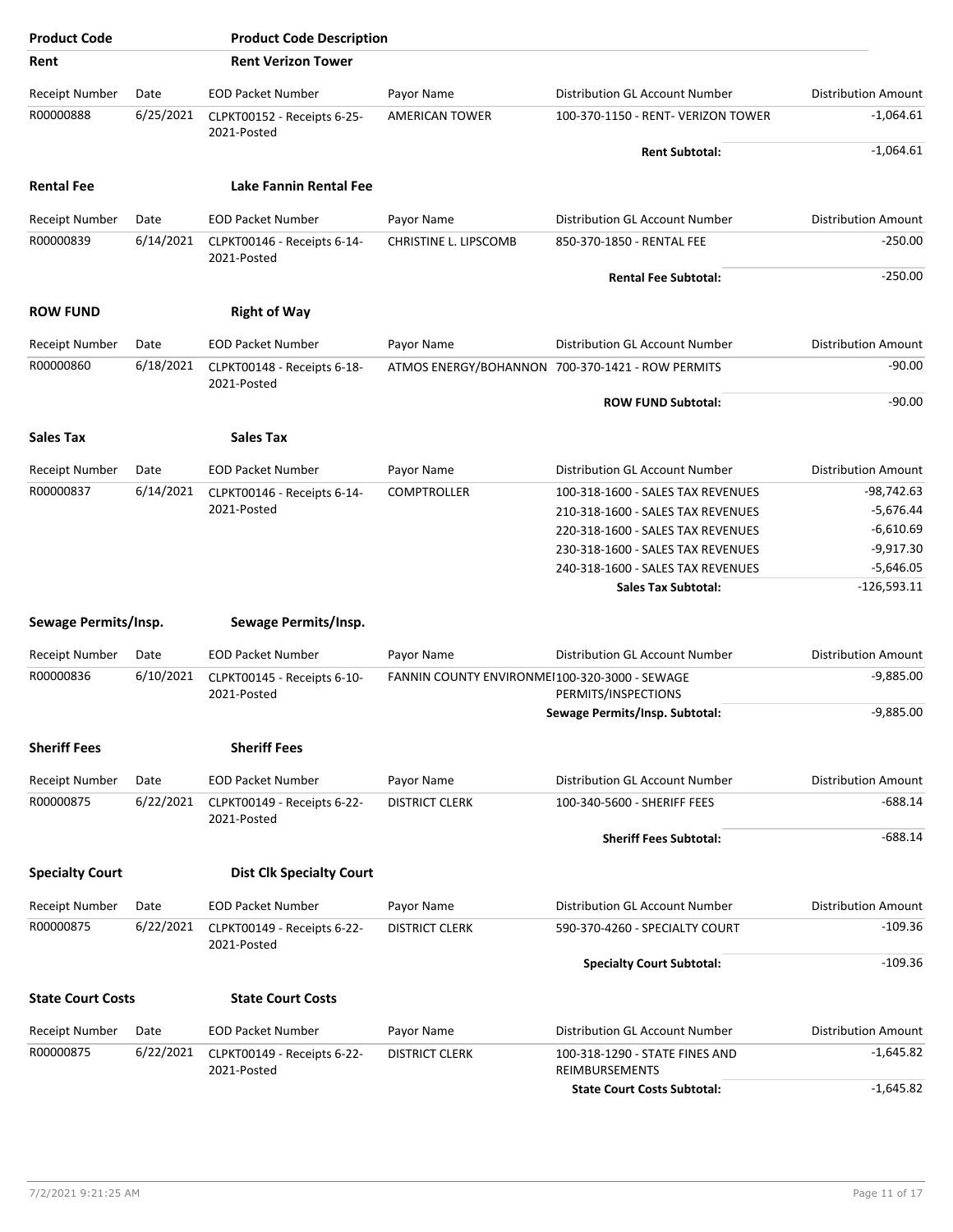| Product Code | Product Code Description | | | | |
|---|---|---|---|---|---|
| **Rent** | **Rent Verizon Tower** | | | | |
| Receipt Number | Date | EOD Packet Number | Payor Name | Distribution GL Account Number | Distribution Amount |
| R00000888 | 6/25/2021 | CLPKT00152 - Receipts 6-25-2021-Posted | AMERICAN TOWER | 100-370-1150 - RENT- VERIZON TOWER | -1,064.61 |
| | | | | **Rent Subtotal:** | -1,064.61 |
| **Rental Fee** | **Lake Fannin Rental Fee** | | | | |
| Receipt Number | Date | EOD Packet Number | Payor Name | Distribution GL Account Number | Distribution Amount |
| R00000839 | 6/14/2021 | CLPKT00146 - Receipts 6-14-2021-Posted | CHRISTINE L. LIPSCOMB | 850-370-1850 - RENTAL FEE | -250.00 |
| | | | | **Rental Fee Subtotal:** | -250.00 |
| **ROW FUND** | **Right of Way** | | | | |
| Receipt Number | Date | EOD Packet Number | Payor Name | Distribution GL Account Number | Distribution Amount |
| R00000860 | 6/18/2021 | CLPKT00148 - Receipts 6-18-2021-Posted | ATMOS ENERGY/BOHANNON | 700-370-1421 - ROW PERMITS | -90.00 |
| | | | | **ROW FUND Subtotal:** | -90.00 |
| **Sales Tax** | **Sales Tax** | | | | |
| Receipt Number | Date | EOD Packet Number | Payor Name | Distribution GL Account Number | Distribution Amount |
| R00000837 | 6/14/2021 | CLPKT00146 - Receipts 6-14-2021-Posted | COMPTROLLER | 100-318-1600 - SALES TAX REVENUES | -98,742.63 |
| | | | | 210-318-1600 - SALES TAX REVENUES | -5,676.44 |
| | | | | 220-318-1600 - SALES TAX REVENUES | -6,610.69 |
| | | | | 230-318-1600 - SALES TAX REVENUES | -9,917.30 |
| | | | | 240-318-1600 - SALES TAX REVENUES | -5,646.05 |
| | | | | **Sales Tax Subtotal:** | -126,593.11 |
| **Sewage Permits/Insp.** | **Sewage Permits/Insp.** | | | | |
| Receipt Number | Date | EOD Packet Number | Payor Name | Distribution GL Account Number | Distribution Amount |
| R00000836 | 6/10/2021 | CLPKT00145 - Receipts 6-10-2021-Posted | FANNIN COUNTY ENVIRONMEI | 100-320-3000 - SEWAGE PERMITS/INSPECTIONS | -9,885.00 |
| | | | | **Sewage Permits/Insp. Subtotal:** | -9,885.00 |
| **Sheriff Fees** | **Sheriff Fees** | | | | |
| Receipt Number | Date | EOD Packet Number | Payor Name | Distribution GL Account Number | Distribution Amount |
| R00000875 | 6/22/2021 | CLPKT00149 - Receipts 6-22-2021-Posted | DISTRICT CLERK | 100-340-5600 - SHERIFF FEES | -688.14 |
| | | | | **Sheriff Fees Subtotal:** | -688.14 |
| **Specialty Court** | **Dist Clk Specialty Court** | | | | |
| Receipt Number | Date | EOD Packet Number | Payor Name | Distribution GL Account Number | Distribution Amount |
| R00000875 | 6/22/2021 | CLPKT00149 - Receipts 6-22-2021-Posted | DISTRICT CLERK | 590-370-4260 - SPECIALTY COURT | -109.36 |
| | | | | **Specialty Court Subtotal:** | -109.36 |
| **State Court Costs** | **State Court Costs** | | | | |
| Receipt Number | Date | EOD Packet Number | Payor Name | Distribution GL Account Number | Distribution Amount |
| R00000875 | 6/22/2021 | CLPKT00149 - Receipts 6-22-2021-Posted | DISTRICT CLERK | 100-318-1290 - STATE FINES AND REIMBURSEMENTS | -1,645.82 |
| | | | | **State Court Costs Subtotal:** | -1,645.82 |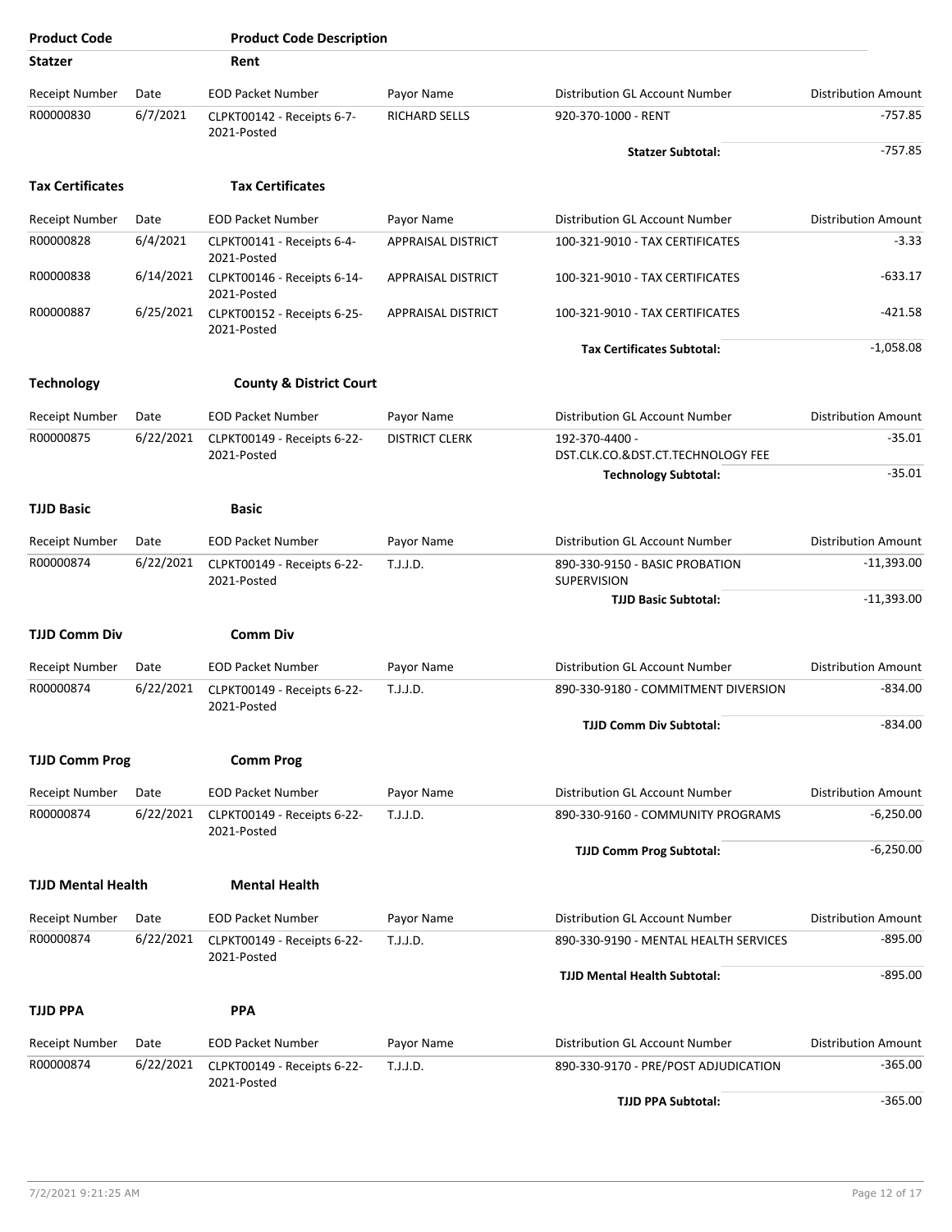| Product Code | | Product Code Description | | | |
|---|---|---|---|---|---|
| **Statzer** | | **Rent** | | | |
| Receipt Number | Date | EOD Packet Number | Payor Name | Distribution GL Account Number | Distribution Amount |
| R00000830 | 6/7/2021 | CLPKT00142 - Receipts 6-7-2021-Posted | RICHARD SELLS | 920-370-1000 - RENT | -757.85 |
| | | | | **Statzer Subtotal:** | -757.85 |
| **Tax Certificates** | | **Tax Certificates** | | | |
| Receipt Number | Date | EOD Packet Number | Payor Name | Distribution GL Account Number | Distribution Amount |
| R00000828 | 6/4/2021 | CLPKT00141 - Receipts 6-4-2021-Posted | APPRAISAL DISTRICT | 100-321-9010 - TAX CERTIFICATES | -3.33 |
| R00000838 | 6/14/2021 | CLPKT00146 - Receipts 6-14-2021-Posted | APPRAISAL DISTRICT | 100-321-9010 - TAX CERTIFICATES | -633.17 |
| R00000887 | 6/25/2021 | CLPKT00152 - Receipts 6-25-2021-Posted | APPRAISAL DISTRICT | 100-321-9010 - TAX CERTIFICATES | -421.58 |
| | | | | **Tax Certificates Subtotal:** | -1,058.08 |
| **Technology** | | **County & District Court** | | | |
| Receipt Number | Date | EOD Packet Number | Payor Name | Distribution GL Account Number | Distribution Amount |
| R00000875 | 6/22/2021 | CLPKT00149 - Receipts 6-22-2021-Posted | DISTRICT CLERK | 192-370-4400 - DST.CLK.CO.&DST.CT.TECHNOLOGY FEE | -35.01 |
| | | | | **Technology Subtotal:** | -35.01 |
| **TJJD Basic** | | **Basic** | | | |
| Receipt Number | Date | EOD Packet Number | Payor Name | Distribution GL Account Number | Distribution Amount |
| R00000874 | 6/22/2021 | CLPKT00149 - Receipts 6-22-2021-Posted | T.J.J.D. | 890-330-9150 - BASIC PROBATION SUPERVISION | -11,393.00 |
| | | | | **TJJD Basic Subtotal:** | -11,393.00 |
| **TJJD Comm Div** | | **Comm Div** | | | |
| Receipt Number | Date | EOD Packet Number | Payor Name | Distribution GL Account Number | Distribution Amount |
| R00000874 | 6/22/2021 | CLPKT00149 - Receipts 6-22-2021-Posted | T.J.J.D. | 890-330-9180 - COMMITMENT DIVERSION | -834.00 |
| | | | | **TJJD Comm Div Subtotal:** | -834.00 |
| **TJJD Comm Prog** | | **Comm Prog** | | | |
| Receipt Number | Date | EOD Packet Number | Payor Name | Distribution GL Account Number | Distribution Amount |
| R00000874 | 6/22/2021 | CLPKT00149 - Receipts 6-22-2021-Posted | T.J.J.D. | 890-330-9160 - COMMUNITY PROGRAMS | -6,250.00 |
| | | | | **TJJD Comm Prog Subtotal:** | -6,250.00 |
| **TJJD Mental Health** | | **Mental Health** | | | |
| Receipt Number | Date | EOD Packet Number | Payor Name | Distribution GL Account Number | Distribution Amount |
| R00000874 | 6/22/2021 | CLPKT00149 - Receipts 6-22-2021-Posted | T.J.J.D. | 890-330-9190 - MENTAL HEALTH SERVICES | -895.00 |
| | | | | **TJJD Mental Health Subtotal:** | -895.00 |
| **TJJD PPA** | | **PPA** | | | |
| Receipt Number | Date | EOD Packet Number | Payor Name | Distribution GL Account Number | Distribution Amount |
| R00000874 | 6/22/2021 | CLPKT00149 - Receipts 6-22-2021-Posted | T.J.J.D. | 890-330-9170 - PRE/POST ADJUDICATION | -365.00 |
| | | | | **TJJD PPA Subtotal:** | -365.00 |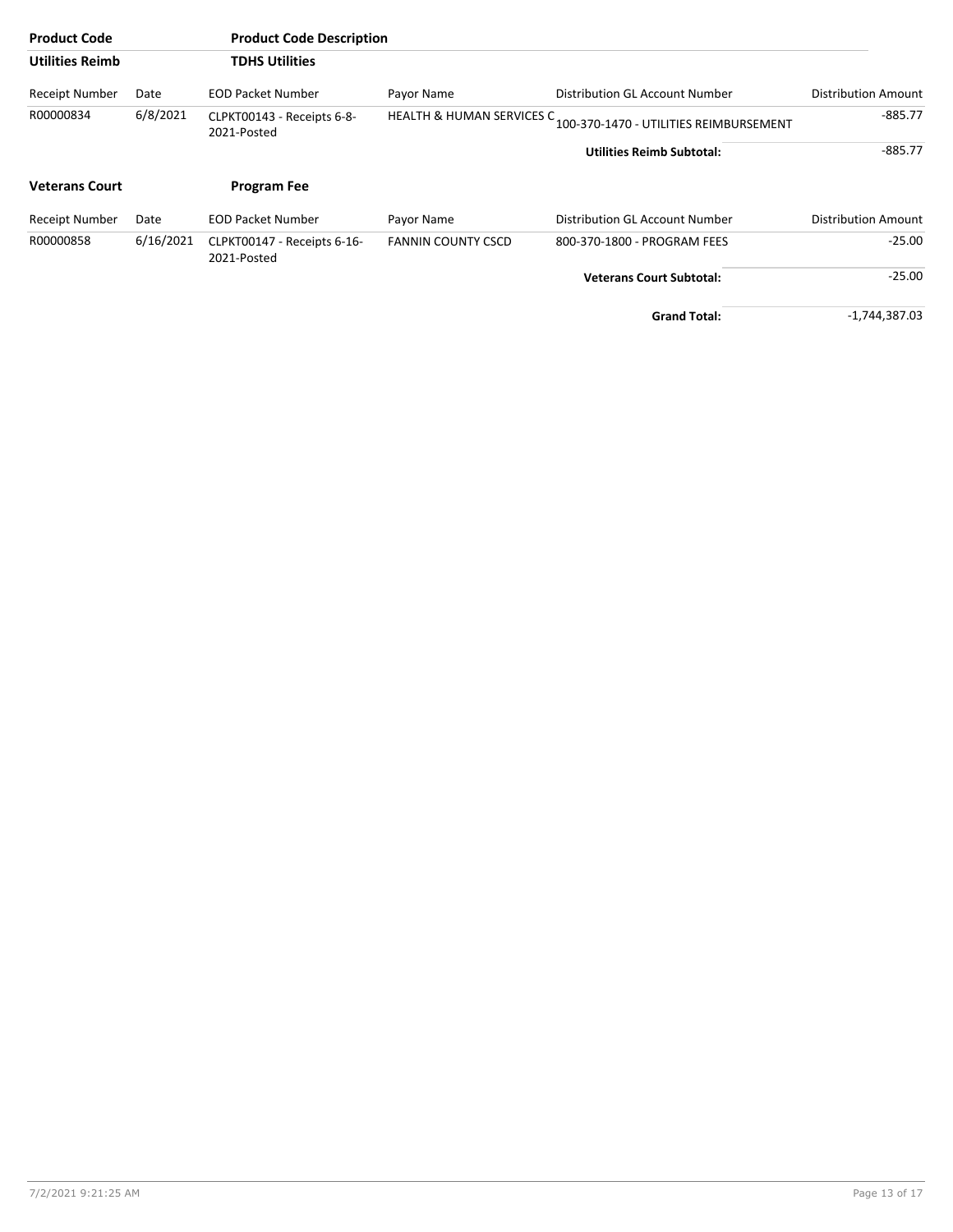| Product Code | | Product Code Description | | | |
|---|---|---|---|---|---|
| **Utilities Reimb** | | **TDHS Utilities** | | | |
| Receipt Number | Date | EOD Packet Number | Payor Name | Distribution GL Account Number | Distribution Amount |
| R00000834 | 6/8/2021 | CLPKT00143 - Receipts 6-8-2021-Posted | HEALTH & HUMAN SERVICES C | 100-370-1470 - UTILITIES REIMBURSEMENT | -885.77 |
| | | | | **Utilities Reimb Subtotal:** | -885.77 |

| Product Code | | Product Code Description | | | |
|---|---|---|---|---|---|
| **Veterans Court** | | **Program Fee** | | | |
| Receipt Number | Date | EOD Packet Number | Payor Name | Distribution GL Account Number | Distribution Amount |
| R00000858 | 6/16/2021 | CLPKT00147 - Receipts 6-16-2021-Posted | FANNIN COUNTY CSCD | 800-370-1800 - PROGRAM FEES | -25.00 |
| | | | | **Veterans Court Subtotal:** | -25.00 |
| | | | | **Grand Total:** | -1,744,387.03 |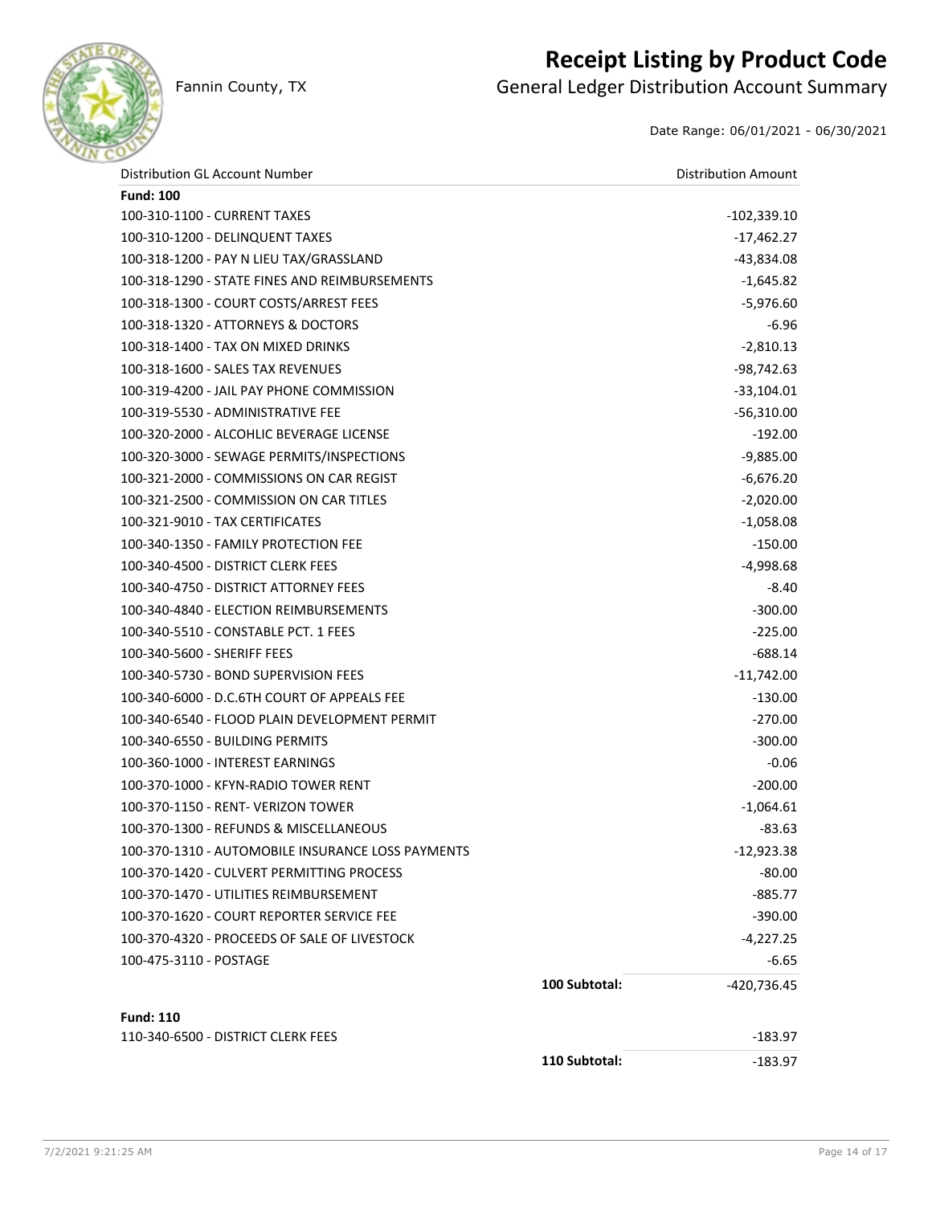# Receipt Listing by Product Code

Fannin County, TX

## General Ledger Distribution Account Summary

Date Range: 06/01/2021 - 06/30/2021

| Distribution GL Account Number | | Distribution Amount |
|---|---|---|
| **Fund: 100** | | |
| 100-310-1100 - CURRENT TAXES | | -102,339.10 |
| 100-310-1200 - DELINQUENT TAXES | | -17,462.27 |
| 100-318-1200 - PAY N LIEU TAX/GRASSLAND | | -43,834.08 |
| 100-318-1290 - STATE FINES AND REIMBURSEMENTS | | -1,645.82 |
| 100-318-1300 - COURT COSTS/ARREST FEES | | -5,976.60 |
| 100-318-1320 - ATTORNEYS & DOCTORS | | -6.96 |
| 100-318-1400 - TAX ON MIXED DRINKS | | -2,810.13 |
| 100-318-1600 - SALES TAX REVENUES | | -98,742.63 |
| 100-319-4200 - JAIL PAY PHONE COMMISSION | | -33,104.01 |
| 100-319-5530 - ADMINISTRATIVE FEE | | -56,310.00 |
| 100-320-2000 - ALCOHLIC BEVERAGE LICENSE | | -192.00 |
| 100-320-3000 - SEWAGE PERMITS/INSPECTIONS | | -9,885.00 |
| 100-321-2000 - COMMISSIONS ON CAR REGIST | | -6,676.20 |
| 100-321-2500 - COMMISSION ON CAR TITLES | | -2,020.00 |
| 100-321-9010 - TAX CERTIFICATES | | -1,058.08 |
| 100-340-1350 - FAMILY PROTECTION FEE | | -150.00 |
| 100-340-4500 - DISTRICT CLERK FEES | | -4,998.68 |
| 100-340-4750 - DISTRICT ATTORNEY FEES | | -8.40 |
| 100-340-4840 - ELECTION REIMBURSEMENTS | | -300.00 |
| 100-340-5510 - CONSTABLE PCT. 1 FEES | | -225.00 |
| 100-340-5600 - SHERIFF FEES | | -688.14 |
| 100-340-5730 - BOND SUPERVISION FEES | | -11,742.00 |
| 100-340-6000 - D.C.6TH COURT OF APPEALS FEE | | -130.00 |
| 100-340-6540 - FLOOD PLAIN DEVELOPMENT PERMIT | | -270.00 |
| 100-340-6550 - BUILDING PERMITS | | -300.00 |
| 100-360-1000 - INTEREST EARNINGS | | -0.06 |
| 100-370-1000 - KFYN-RADIO TOWER RENT | | -200.00 |
| 100-370-1150 - RENT- VERIZON TOWER | | -1,064.61 |
| 100-370-1300 - REFUNDS & MISCELLANEOUS | | -83.63 |
| 100-370-1310 - AUTOMOBILE INSURANCE LOSS PAYMENTS | | -12,923.38 |
| 100-370-1420 - CULVERT PERMITTING PROCESS | | -80.00 |
| 100-370-1470 - UTILITIES REIMBURSEMENT | | -885.77 |
| 100-370-1620 - COURT REPORTER SERVICE FEE | | -390.00 |
| 100-370-4320 - PROCEEDS OF SALE OF LIVESTOCK | | -4,227.25 |
| 100-475-3110 - POSTAGE | | -6.65 |
| | **100 Subtotal:** | -420,736.45 |
| **Fund: 110** | | |
| 110-340-6500 - DISTRICT CLERK FEES | | -183.97 |
| | **110 Subtotal:** | -183.97 |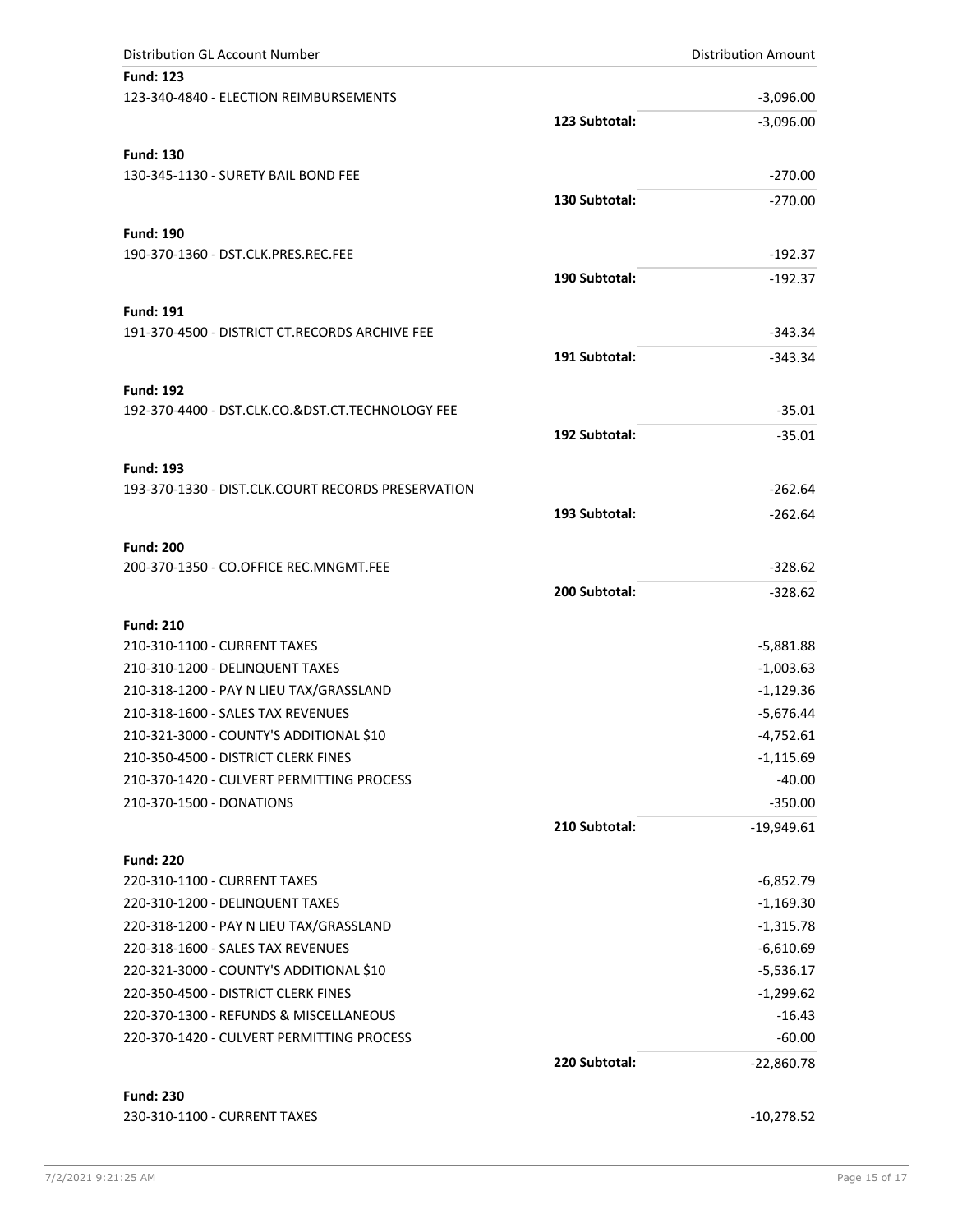| Distribution GL Account Number | | Distribution Amount |
|---|---|---|
| **Fund: 123** | | |
| 123-340-4840 - ELECTION REIMBURSEMENTS | | -3,096.00 |
| | **123 Subtotal:** | -3,096.00 |
| **Fund: 130** | | |
| 130-345-1130 - SURETY BAIL BOND FEE | | -270.00 |
| | **130 Subtotal:** | -270.00 |
| **Fund: 190** | | |
| 190-370-1360 - DST.CLK.PRES.REC.FEE | | -192.37 |
| | **190 Subtotal:** | -192.37 |
| **Fund: 191** | | |
| 191-370-4500 - DISTRICT CT.RECORDS ARCHIVE FEE | | -343.34 |
| | **191 Subtotal:** | -343.34 |
| **Fund: 192** | | |
| 192-370-4400 - DST.CLK.CO.&DST.CT.TECHNOLOGY FEE | | -35.01 |
| | **192 Subtotal:** | -35.01 |
| **Fund: 193** | | |
| 193-370-1330 - DIST.CLK.COURT RECORDS PRESERVATION | | -262.64 |
| | **193 Subtotal:** | -262.64 |
| **Fund: 200** | | |
| 200-370-1350 - CO.OFFICE REC.MNGMT.FEE | | -328.62 |
| | **200 Subtotal:** | -328.62 |
| **Fund: 210** | | |
| 210-310-1100 - CURRENT TAXES | | -5,881.88 |
| 210-310-1200 - DELINQUENT TAXES | | -1,003.63 |
| 210-318-1200 - PAY N LIEU TAX/GRASSLAND | | -1,129.36 |
| 210-318-1600 - SALES TAX REVENUES | | -5,676.44 |
| 210-321-3000 - COUNTY'S ADDITIONAL $10 | | -4,752.61 |
| 210-350-4500 - DISTRICT CLERK FINES | | -1,115.69 |
| 210-370-1420 - CULVERT PERMITTING PROCESS | | -40.00 |
| 210-370-1500 - DONATIONS | | -350.00 |
| | **210 Subtotal:** | -19,949.61 |
| **Fund: 220** | | |
| 220-310-1100 - CURRENT TAXES | | -6,852.79 |
| 220-310-1200 - DELINQUENT TAXES | | -1,169.30 |
| 220-318-1200 - PAY N LIEU TAX/GRASSLAND | | -1,315.78 |
| 220-318-1600 - SALES TAX REVENUES | | -6,610.69 |
| 220-321-3000 - COUNTY'S ADDITIONAL $10 | | -5,536.17 |
| 220-350-4500 - DISTRICT CLERK FINES | | -1,299.62 |
| 220-370-1300 - REFUNDS & MISCELLANEOUS | | -16.43 |
| 220-370-1420 - CULVERT PERMITTING PROCESS | | -60.00 |
| | **220 Subtotal:** | -22,860.78 |
| **Fund: 230** | | |
| 230-310-1100 - CURRENT TAXES | | -10,278.52 |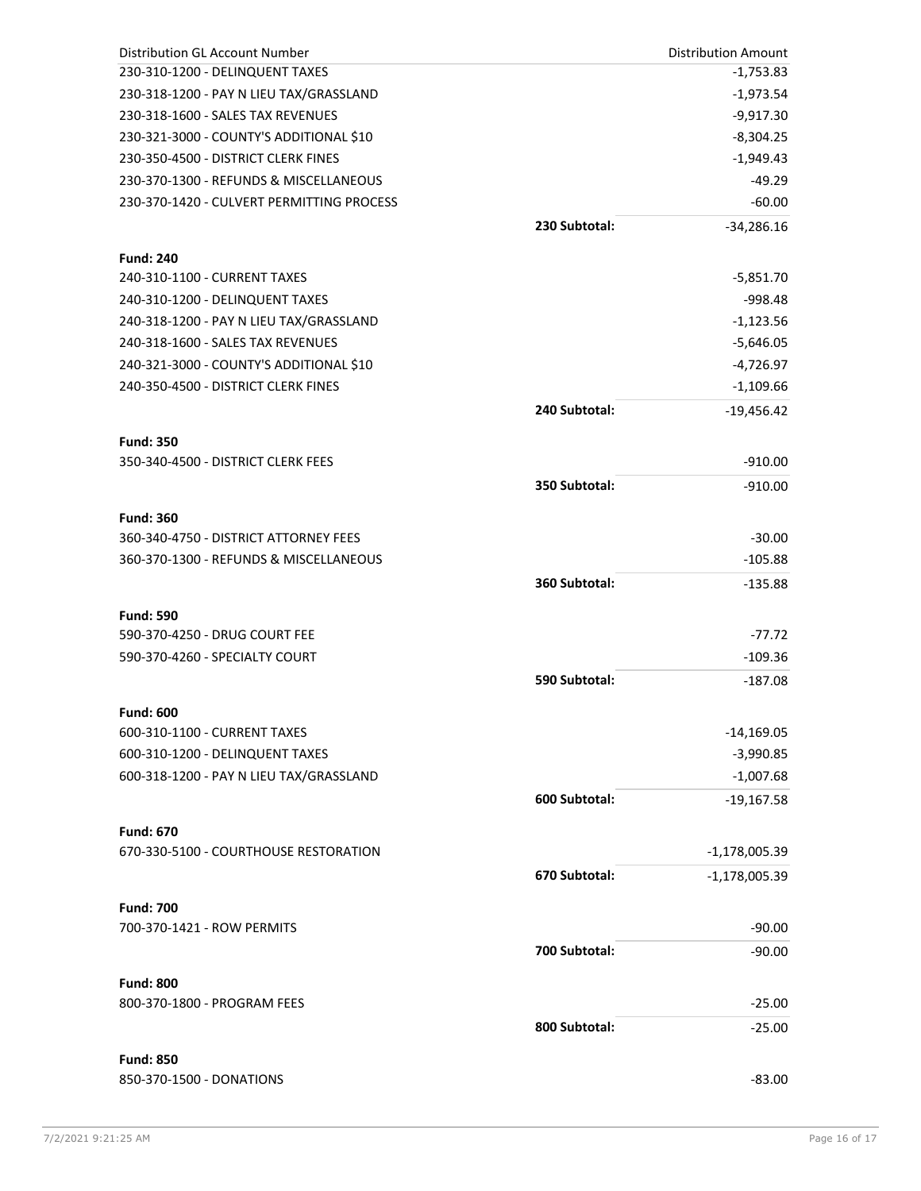| Distribution GL Account Number | | Distribution Amount |
|---|---|---|
| 230-310-1200 - DELINQUENT TAXES | | -1,753.83 |
| 230-318-1200 - PAY N LIEU TAX/GRASSLAND | | -1,973.54 |
| 230-318-1600 - SALES TAX REVENUES | | -9,917.30 |
| 230-321-3000 - COUNTY'S ADDITIONAL $10 | | -8,304.25 |
| 230-350-4500 - DISTRICT CLERK FINES | | -1,949.43 |
| 230-370-1300 - REFUNDS & MISCELLANEOUS | | -49.29 |
| 230-370-1420 - CULVERT PERMITTING PROCESS | | -60.00 |
| | **230 Subtotal:** | -34,286.16 |
| **Fund: 240** | | |
| 240-310-1100 - CURRENT TAXES | | -5,851.70 |
| 240-310-1200 - DELINQUENT TAXES | | -998.48 |
| 240-318-1200 - PAY N LIEU TAX/GRASSLAND | | -1,123.56 |
| 240-318-1600 - SALES TAX REVENUES | | -5,646.05 |
| 240-321-3000 - COUNTY'S ADDITIONAL $10 | | -4,726.97 |
| 240-350-4500 - DISTRICT CLERK FINES | | -1,109.66 |
| | **240 Subtotal:** | -19,456.42 |
| **Fund: 350** | | |
| 350-340-4500 - DISTRICT CLERK FEES | | -910.00 |
| | **350 Subtotal:** | -910.00 |
| **Fund: 360** | | |
| 360-340-4750 - DISTRICT ATTORNEY FEES | | -30.00 |
| 360-370-1300 - REFUNDS & MISCELLANEOUS | | -105.88 |
| | **360 Subtotal:** | -135.88 |
| **Fund: 590** | | |
| 590-370-4250 - DRUG COURT FEE | | -77.72 |
| 590-370-4260 - SPECIALTY COURT | | -109.36 |
| | **590 Subtotal:** | -187.08 |
| **Fund: 600** | | |
| 600-310-1100 - CURRENT TAXES | | -14,169.05 |
| 600-310-1200 - DELINQUENT TAXES | | -3,990.85 |
| 600-318-1200 - PAY N LIEU TAX/GRASSLAND | | -1,007.68 |
| | **600 Subtotal:** | -19,167.58 |
| **Fund: 670** | | |
| 670-330-5100 - COURTHOUSE RESTORATION | | -1,178,005.39 |
| | **670 Subtotal:** | -1,178,005.39 |
| **Fund: 700** | | |
| 700-370-1421 - ROW PERMITS | | -90.00 |
| | **700 Subtotal:** | -90.00 |
| **Fund: 800** | | |
| 800-370-1800 - PROGRAM FEES | | -25.00 |
| | **800 Subtotal:** | -25.00 |
| **Fund: 850** | | |
| 850-370-1500 - DONATIONS | | -83.00 |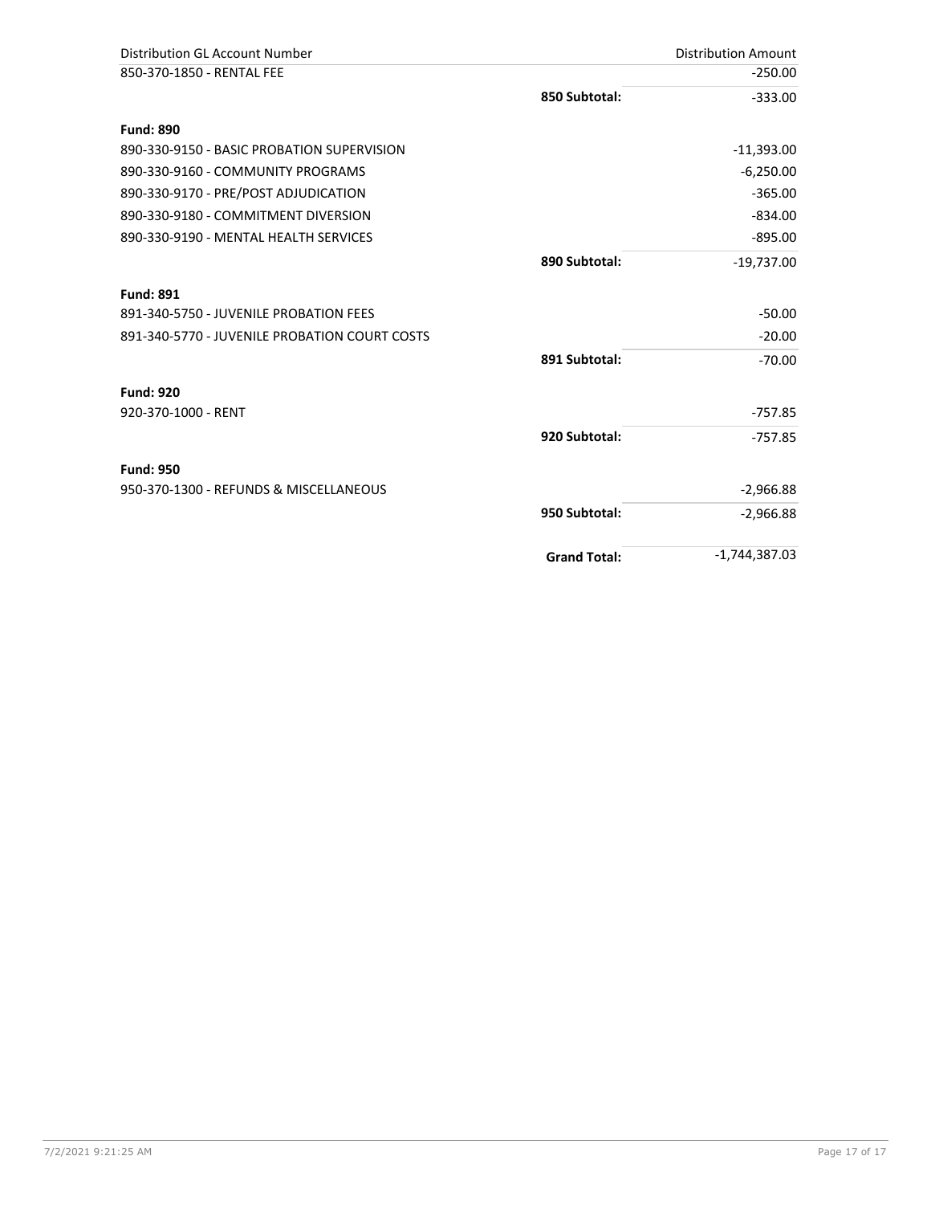| Distribution GL Account Number | | Distribution Amount |
|---|---|---|
| 850-370-1850 - RENTAL FEE | | -250.00 |
| | **850 Subtotal:** | -333.00 |
| **Fund: 890** | | |
| 890-330-9150 - BASIC PROBATION SUPERVISION | | -11,393.00 |
| 890-330-9160 - COMMUNITY PROGRAMS | | -6,250.00 |
| 890-330-9170 - PRE/POST ADJUDICATION | | -365.00 |
| 890-330-9180 - COMMITMENT DIVERSION | | -834.00 |
| 890-330-9190 - MENTAL HEALTH SERVICES | | -895.00 |
| | **890 Subtotal:** | -19,737.00 |
| **Fund: 891** | | |
| 891-340-5750 - JUVENILE PROBATION FEES | | -50.00 |
| 891-340-5770 - JUVENILE PROBATION COURT COSTS | | -20.00 |
| | **891 Subtotal:** | -70.00 |
| **Fund: 920** | | |
| 920-370-1000 - RENT | | -757.85 |
| | **920 Subtotal:** | -757.85 |
| **Fund: 950** | | |
| 950-370-1300 - REFUNDS & MISCELLANEOUS | | -2,966.88 |
| | **950 Subtotal:** | -2,966.88 |
| | **Grand Total:** | -1,744,387.03 |

7/2/2021 9:21:25 AM